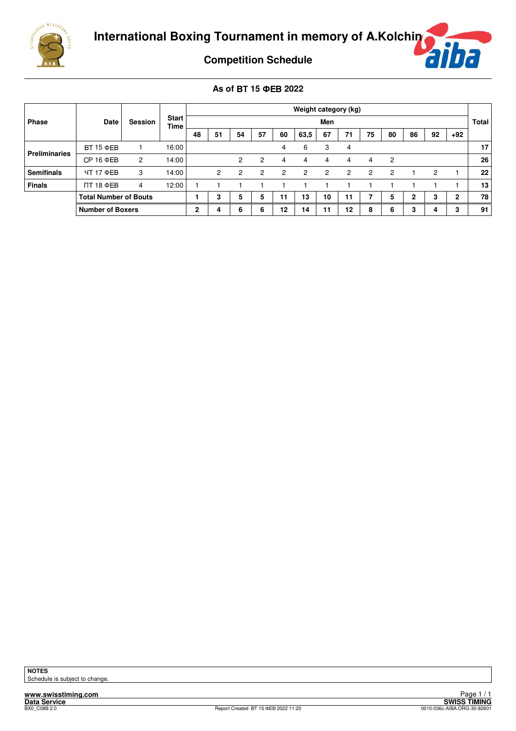# International Boxing Tournament in memory of A.Kolchin

## Competition Schedule

### As of ВТ 15 ФЕВ 2022

| Phase | Date | Session | Start Time | Weight category (kg) | | | | | | | | | | | | | Total |
|---|---|---|---|---|---|---|---|---|---|---|---|---|---|---|---|---|---|
| | | | | Men | | | | | | | | | | | | | |
| | | | | 48 | 51 | 54 | 57 | 60 | 63,5 | 67 | 71 | 75 | 80 | 86 | 92 | +92 | |
| **Preliminaries** | ВТ 15 ФЕВ | 1 | 16:00 | | | | | 4 | 6 | 3 | 4 | | | | | | **17** |
| | СР 16 ФЕВ | 2 | 14:00 | | | 2 | 2 | 4 | 4 | 4 | 4 | 4 | 2 | | | | **26** |
| **Semifinals** | ЧТ 17 ФЕВ | 3 | 14:00 | | 2 | 2 | 2 | 2 | 2 | 2 | 2 | 2 | 2 | 1 | 2 | 1 | **22** |
| **Finals** | ПТ 18 ФЕВ | 4 | 12:00 | 1 | 1 | 1 | 1 | 1 | 1 | 1 | 1 | 1 | 1 | 1 | 1 | 1 | **13** |
| | **Total Number of Bouts** | | | **1** | **3** | **5** | **5** | **11** | **13** | **10** | **11** | **7** | **5** | **2** | **3** | **2** | **78** |
| | **Number of Boxers** | | | **2** | **4** | **6** | **6** | **12** | **14** | **11** | **12** | **8** | **6** | **3** | **4** | **3** | **91** |

**NOTES**

Schedule is subject to change.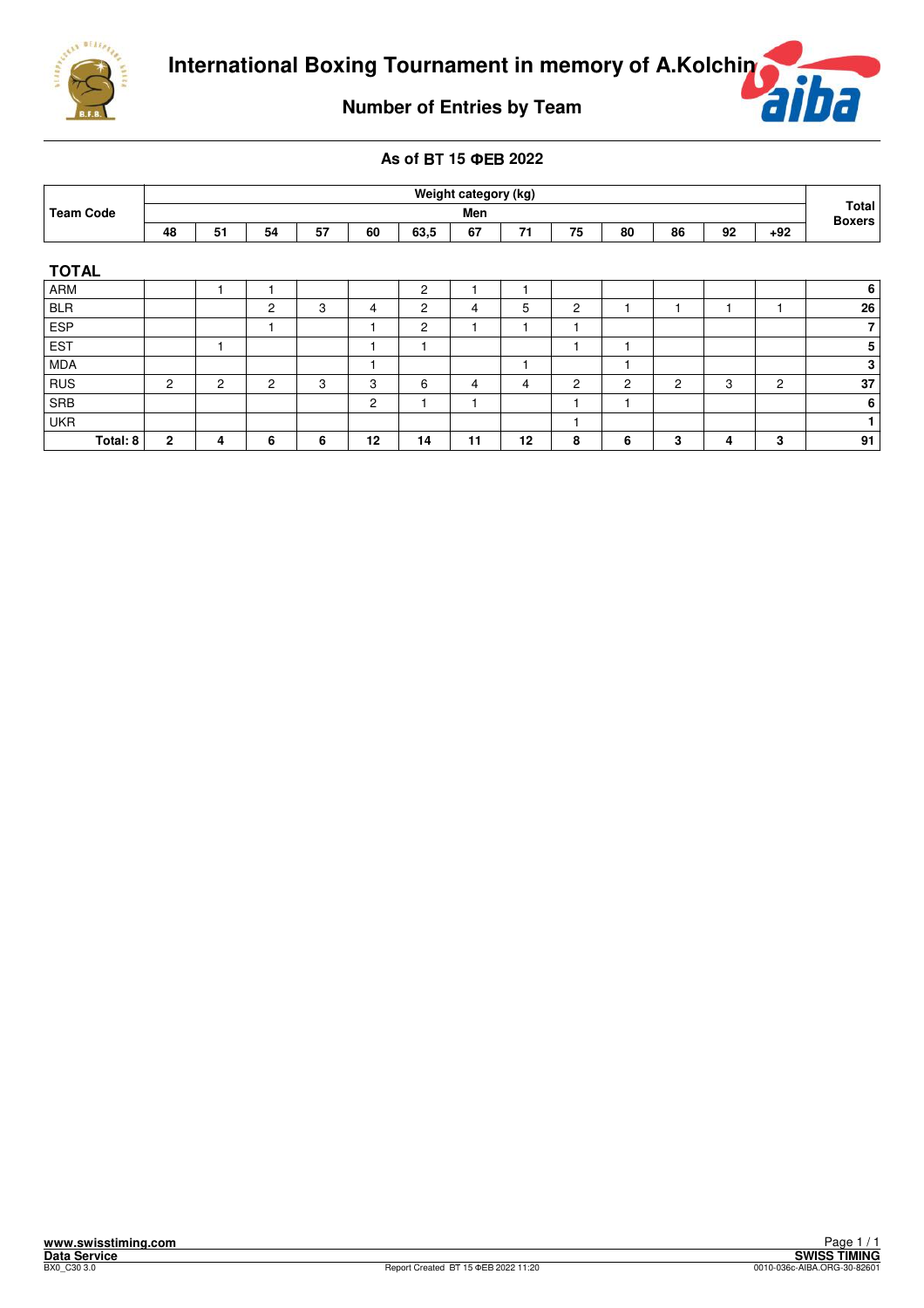# International Boxing Tournament in memory of A.Kolchin

## Number of Entries by Team

### As of ВТ 15 ФЕВ 2022

| Team Code | Weight category (kg) | | | | | | | | | | | | | Total Boxers |
|---|---|---|---|---|---|---|---|---|---|---|---|---|---|---|
| | Men | | | | | | | | | | | | | |
| | 48 | 51 | 54 | 57 | 60 | 63,5 | 67 | 71 | 75 | 80 | 86 | 92 | +92 | |
| **TOTAL** | | | | | | | | | | | | | | |
| ARM | | 1 | 1 | | | 2 | 1 | 1 | | | | | | 6 |
| BLR | | | 2 | 3 | 4 | 2 | 4 | 5 | 2 | 1 | 1 | 1 | 1 | 26 |
| ESP | | | 1 | | 1 | 2 | 1 | 1 | 1 | | | | | 7 |
| EST | | 1 | | | 1 | 1 | | | 1 | 1 | | | | 5 |
| MDA | | | | | 1 | | | 1 | | 1 | | | | 3 |
| RUS | 2 | 2 | 2 | 3 | 3 | 6 | 4 | 4 | 2 | 2 | 2 | 3 | 2 | 37 |
| SRB | | | | | 2 | 1 | 1 | | 1 | 1 | | | | 6 |
| UKR | | | | | | | | | 1 | | | | | 1 |
| **Total: 8** | **2** | **4** | **6** | **6** | **12** | **14** | **11** | **12** | **8** | **6** | **3** | **4** | **3** | **91** |

www.swisstiming.com
Data Service
BX0_C30 3.0

Report Created ВТ 15 ФЕВ 2022 11:20

SWISS TIMING
0010-036c-AIBA.ORG-30-82601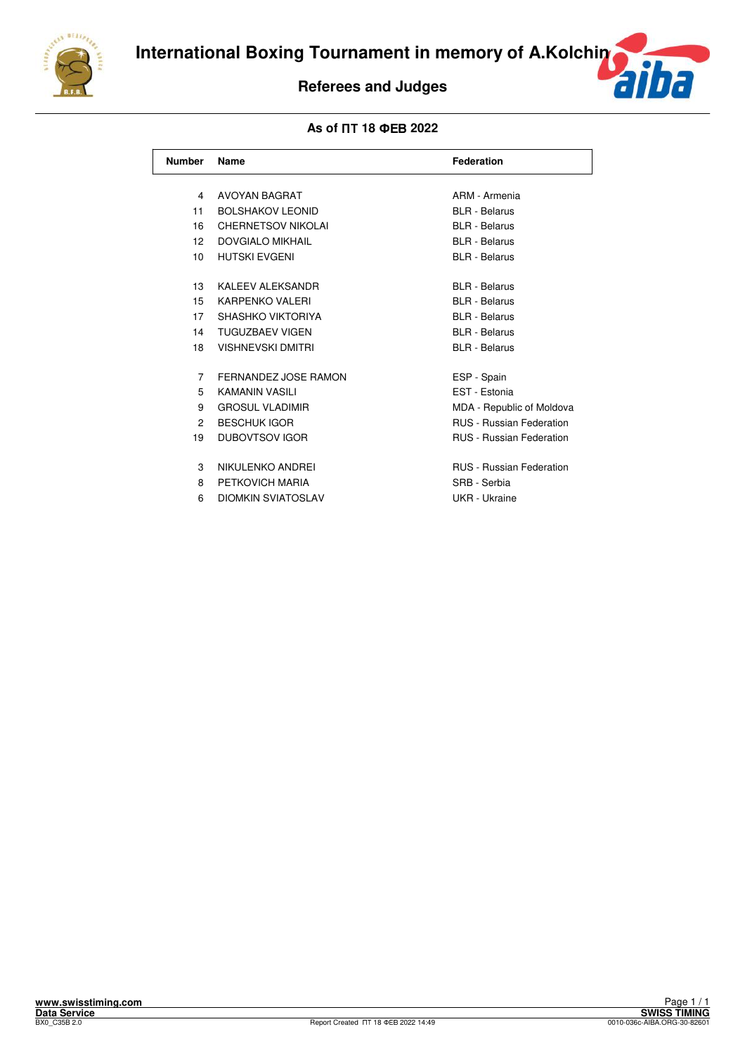# International Boxing Tournament in memory of A.Kolchin

## Referees and Judges

**As of ПТ 18 ФЕВ 2022**

| Number | Name | Federation |
|---|---|---|
| 4 | AVOYAN BAGRAT | ARM - Armenia |
| 11 | BOLSHAKOV LEONID | BLR - Belarus |
| 16 | CHERNETSOV NIKOLAI | BLR - Belarus |
| 12 | DOVGIALO MIKHAIL | BLR - Belarus |
| 10 | HUTSKI EVGENI | BLR - Belarus |
| 13 | KALEEV ALEKSANDR | BLR - Belarus |
| 15 | KARPENKO VALERI | BLR - Belarus |
| 17 | SHASHKO VIKTORIYA | BLR - Belarus |
| 14 | TUGUZBAEV VIGEN | BLR - Belarus |
| 18 | VISHNEVSKI DMITRI | BLR - Belarus |
| 7 | FERNANDEZ JOSE RAMON | ESP - Spain |
| 5 | KAMANIN VASILI | EST - Estonia |
| 9 | GROSUL VLADIMIR | MDA - Republic of Moldova |
| 2 | BESCHUK IGOR | RUS - Russian Federation |
| 19 | DUBOVTSOV IGOR | RUS - Russian Federation |
| 3 | NIKULENKO ANDREI | RUS - Russian Federation |
| 8 | PETKOVICH MARIA | SRB - Serbia |
| 6 | DIOMKIN SVIATOSLAV | UKR - Ukraine |

Report Created ПТ 18 ФЕВ 2022 14:49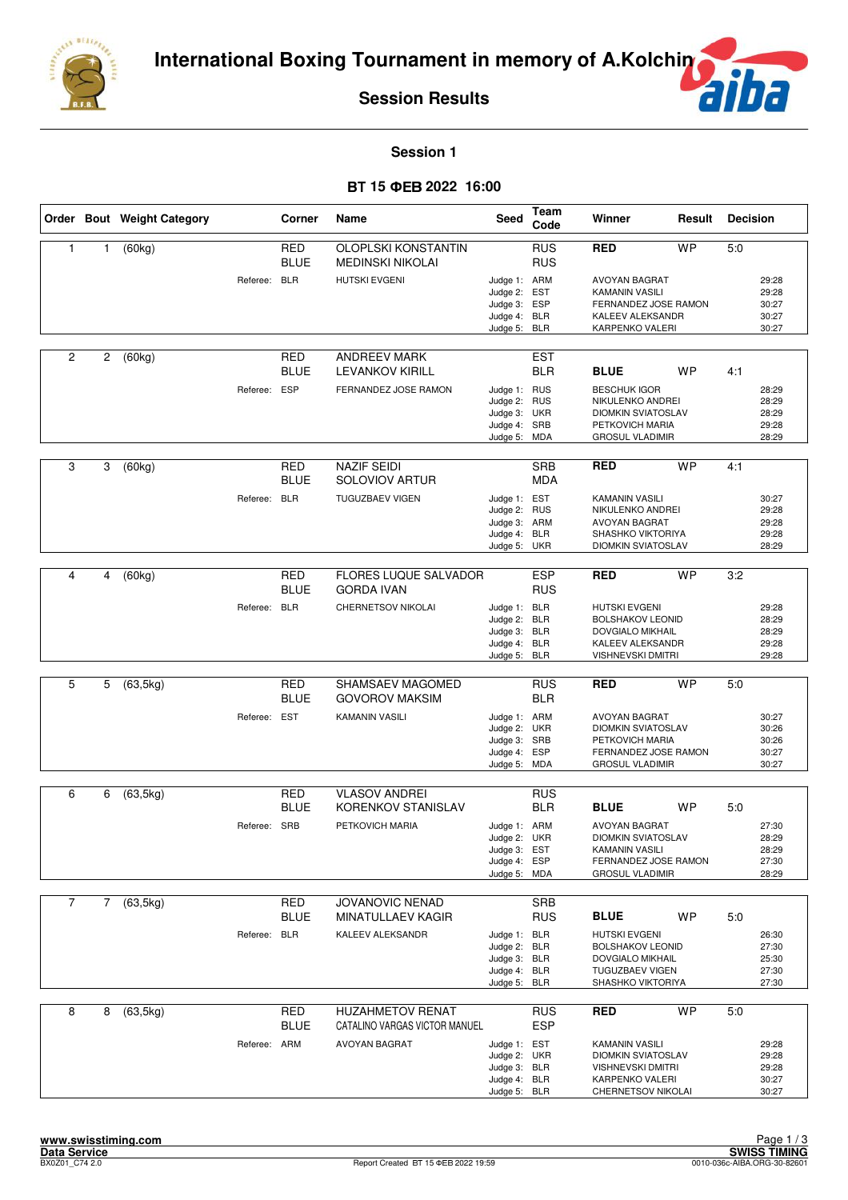# International Boxing Tournament in memory of A.Kolchin

## Session Results

### Session 1

### ВТ 15 ФЕВ 2022 16:00

| Order | Bout | Weight Category | Corner | Name | Seed | Team Code | Winner | Result | Decision |
|---|---|---|---|---|---|---|---|---|---|
| 1 | 1 | (60kg) | RED | OLOPLSKI KONSTANTIN | | RUS | RED | WP | 5:0 |
| | | | BLUE | MEDINSKI NIKOLAI | | RUS | | | |
| | | Referee: BLR | | HUTSKI EVGENI | Judge 1: | ARM | AVOYAN BAGRAT | | 29:28 |
| | | | | | Judge 2: | EST | KAMANIN VASILI | | 29:28 |
| | | | | | Judge 3: | ESP | FERNANDEZ JOSE RAMON | | 30:27 |
| | | | | | Judge 4: | BLR | KALEEV ALEKSANDR | | 30:27 |
| | | | | | Judge 5: | BLR | KARPENKO VALERI | | 30:27 |
| 2 | 2 | (60kg) | RED | ANDREEV MARK | | EST | | | |
| | | | BLUE | LEVANKOV KIRILL | | BLR | BLUE | WP | 4:1 |
| | | Referee: ESP | | FERNANDEZ JOSE RAMON | Judge 1: | RUS | BESCHUK IGOR | | 28:29 |
| | | | | | Judge 2: | RUS | NIKULENKO ANDREI | | 28:29 |
| | | | | | Judge 3: | UKR | DIOMKIN SVIATOSLAV | | 28:29 |
| | | | | | Judge 4: | SRB | PETKOVICH MARIA | | 29:28 |
| | | | | | Judge 5: | MDA | GROSUL VLADIMIR | | 28:29 |
| 3 | 3 | (60kg) | RED | NAZIF SEIDI | | SRB | RED | WP | 4:1 |
| | | | BLUE | SOLOVIOV ARTUR | | MDA | | | |
| | | Referee: BLR | | TUGUZBAEV VIGEN | Judge 1: | EST | KAMANIN VASILI | | 30:27 |
| | | | | | Judge 2: | RUS | NIKULENKO ANDREI | | 29:28 |
| | | | | | Judge 3: | ARM | AVOYAN BAGRAT | | 29:28 |
| | | | | | Judge 4: | BLR | SHASHKO VIKTORIYA | | 29:28 |
| | | | | | Judge 5: | UKR | DIOMKIN SVIATOSLAV | | 28:29 |
| 4 | 4 | (60kg) | RED | FLORES LUQUE SALVADOR | | ESP | RED | WP | 3:2 |
| | | | BLUE | GORDA IVAN | | RUS | | | |
| | | Referee: BLR | | CHERNETSOV NIKOLAI | Judge 1: | BLR | HUTSKI EVGENI | | 29:28 |
| | | | | | Judge 2: | BLR | BOLSHAKOV LEONID | | 28:29 |
| | | | | | Judge 3: | BLR | DOVGIALO MIKHAIL | | 28:29 |
| | | | | | Judge 4: | BLR | KALEEV ALEKSANDR | | 29:28 |
| | | | | | Judge 5: | BLR | VISHNEVSKI DMITRI | | 29:28 |
| 5 | 5 | (63,5kg) | RED | SHAMSAEV MAGOMED | | RUS | RED | WP | 5:0 |
| | | | BLUE | GOVOROV MAKSIM | | BLR | | | |
| | | Referee: EST | | KAMANIN VASILI | Judge 1: | ARM | AVOYAN BAGRAT | | 30:27 |
| | | | | | Judge 2: | UKR | DIOMKIN SVIATOSLAV | | 30:26 |
| | | | | | Judge 3: | SRB | PETKOVICH MARIA | | 30:26 |
| | | | | | Judge 4: | ESP | FERNANDEZ JOSE RAMON | | 30:27 |
| | | | | | Judge 5: | MDA | GROSUL VLADIMIR | | 30:27 |
| 6 | 6 | (63,5kg) | RED | VLASOV ANDREI | | RUS | | | |
| | | | BLUE | KORENKOV STANISLAV | | BLR | BLUE | WP | 5:0 |
| | | Referee: SRB | | PETKOVICH MARIA | Judge 1: | ARM | AVOYAN BAGRAT | | 27:30 |
| | | | | | Judge 2: | UKR | DIOMKIN SVIATOSLAV | | 28:29 |
| | | | | | Judge 3: | EST | KAMANIN VASILI | | 28:29 |
| | | | | | Judge 4: | ESP | FERNANDEZ JOSE RAMON | | 27:30 |
| | | | | | Judge 5: | MDA | GROSUL VLADIMIR | | 28:29 |
| 7 | 7 | (63,5kg) | RED | JOVANOVIC NENAD | | SRB | | | |
| | | | BLUE | MINATULLAEV KAGIR | | RUS | BLUE | WP | 5:0 |
| | | Referee: BLR | | KALEEV ALEKSANDR | Judge 1: | BLR | HUTSKI EVGENI | | 26:30 |
| | | | | | Judge 2: | BLR | BOLSHAKOV LEONID | | 27:30 |
| | | | | | Judge 3: | BLR | DOVGIALO MIKHAIL | | 25:30 |
| | | | | | Judge 4: | BLR | TUGUZBAEV VIGEN | | 27:30 |
| | | | | | Judge 5: | BLR | SHASHKO VIKTORIYA | | 27:30 |
| 8 | 8 | (63,5kg) | RED | HUZAHMETOV RENAT | | RUS | RED | WP | 5:0 |
| | | | BLUE | CATALINO VARGAS VICTOR MANUEL | | ESP | | | |
| | | Referee: ARM | | AVOYAN BAGRAT | Judge 1: | EST | KAMANIN VASILI | | 29:28 |
| | | | | | Judge 2: | UKR | DIOMKIN SVIATOSLAV | | 29:28 |
| | | | | | Judge 3: | BLR | VISHNEVSKI DMITRI | | 29:28 |
| | | | | | Judge 4: | BLR | KARPENKO VALERI | | 30:27 |
| | | | | | Judge 5: | BLR | CHERNETSOV NIKOLAI | | 30:27 |

www.swisstiming.com
Data Service
BX0Z01_C74 2.0 — Report Created ВТ 15 ФЕВ 2022 19:59 — SWISS TIMING — 0010-036c-AIBA.ORG-30-82601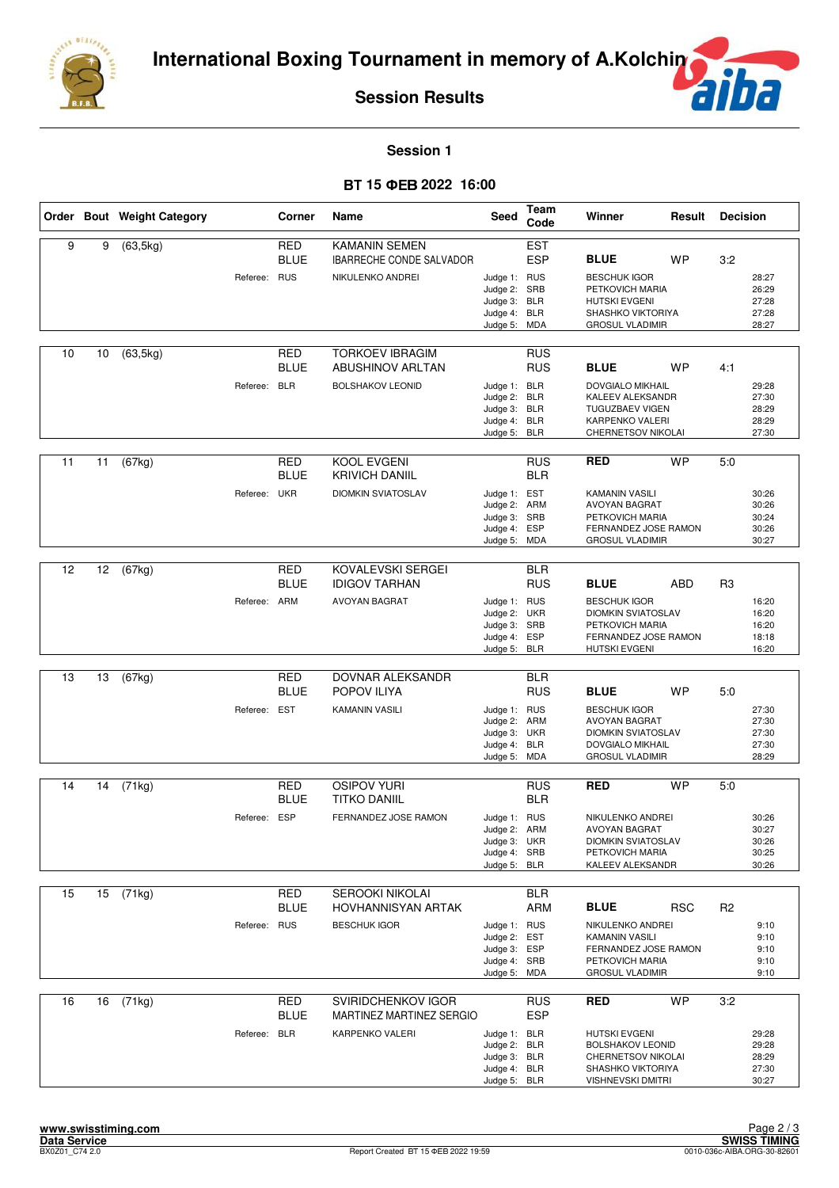# International Boxing Tournament in memory of A.Kolchin

## Session Results

### Session 1

**ВТ 15 ФЕВ 2022 16:00**

| Order | Bout | Weight Category | Corner | Name | Seed | Team Code | Winner | Result | Decision |
|---|---|---|---|---|---|---|---|---|---|
| 9 | 9 | (63,5kg) | RED | KAMANIN SEMEN | | EST | | | |
| | | | BLUE | IBARRECHE CONDE SALVADOR | | ESP | **BLUE** | WP | 3:2 |
| | | Referee: RUS | | NIKULENKO ANDREI | Judge 1: | RUS | BESCHUK IGOR | | 28:27 |
| | | | | | Judge 2: | SRB | PETKOVICH MARIA | | 26:29 |
| | | | | | Judge 3: | BLR | HUTSKI EVGENI | | 27:28 |
| | | | | | Judge 4: | BLR | SHASHKO VIKTORIYA | | 27:28 |
| | | | | | Judge 5: | MDA | GROSUL VLADIMIR | | 28:27 |
| 10 | 10 | (63,5kg) | RED | TORKOEV IBRAGIM | | RUS | | | |
| | | | BLUE | ABUSHINOV ARLTAN | | RUS | **BLUE** | WP | 4:1 |
| | | Referee: BLR | | BOLSHAKOV LEONID | Judge 1: | BLR | DOVGIALO MIKHAIL | | 29:28 |
| | | | | | Judge 2: | BLR | KALEEV ALEKSANDR | | 27:30 |
| | | | | | Judge 3: | BLR | TUGUZBAEV VIGEN | | 28:29 |
| | | | | | Judge 4: | BLR | KARPENKO VALERI | | 28:29 |
| | | | | | Judge 5: | BLR | CHERNETSOV NIKOLAI | | 27:30 |
| 11 | 11 | (67kg) | RED | KOOL EVGENI | | RUS | **RED** | WP | 5:0 |
| | | | BLUE | KRIVICH DANIIL | | BLR | | | |
| | | Referee: UKR | | DIOMKIN SVIATOSLAV | Judge 1: | EST | KAMANIN VASILI | | 30:26 |
| | | | | | Judge 2: | ARM | AVOYAN BAGRAT | | 30:26 |
| | | | | | Judge 3: | SRB | PETKOVICH MARIA | | 30:24 |
| | | | | | Judge 4: | ESP | FERNANDEZ JOSE RAMON | | 30:26 |
| | | | | | Judge 5: | MDA | GROSUL VLADIMIR | | 30:27 |
| 12 | 12 | (67kg) | RED | KOVALEVSKI SERGEI | | BLR | | | |
| | | | BLUE | IDIGOV TARHAN | | RUS | **BLUE** | ABD | R3 |
| | | Referee: ARM | | AVOYAN BAGRAT | Judge 1: | RUS | BESCHUK IGOR | | 16:20 |
| | | | | | Judge 2: | UKR | DIOMKIN SVIATOSLAV | | 16:20 |
| | | | | | Judge 3: | SRB | PETKOVICH MARIA | | 16:20 |
| | | | | | Judge 4: | ESP | FERNANDEZ JOSE RAMON | | 18:18 |
| | | | | | Judge 5: | BLR | HUTSKI EVGENI | | 16:20 |
| 13 | 13 | (67kg) | RED | DOVNAR ALEKSANDR | | BLR | | | |
| | | | BLUE | POPOV ILIYA | | RUS | **BLUE** | WP | 5:0 |
| | | Referee: EST | | KAMANIN VASILI | Judge 1: | RUS | BESCHUK IGOR | | 27:30 |
| | | | | | Judge 2: | ARM | AVOYAN BAGRAT | | 27:30 |
| | | | | | Judge 3: | UKR | DIOMKIN SVIATOSLAV | | 27:30 |
| | | | | | Judge 4: | BLR | DOVGIALO MIKHAIL | | 27:30 |
| | | | | | Judge 5: | MDA | GROSUL VLADIMIR | | 28:29 |
| 14 | 14 | (71kg) | RED | OSIPOV YURI | | RUS | **RED** | WP | 5:0 |
| | | | BLUE | TITKO DANIIL | | BLR | | | |
| | | Referee: ESP | | FERNANDEZ JOSE RAMON | Judge 1: | RUS | NIKULENKO ANDREI | | 30:26 |
| | | | | | Judge 2: | ARM | AVOYAN BAGRAT | | 30:27 |
| | | | | | Judge 3: | UKR | DIOMKIN SVIATOSLAV | | 30:26 |
| | | | | | Judge 4: | SRB | PETKOVICH MARIA | | 30:25 |
| | | | | | Judge 5: | BLR | KALEEV ALEKSANDR | | 30:26 |
| 15 | 15 | (71kg) | RED | SEROOKI NIKOLAI | | BLR | | | |
| | | | BLUE | HOVHANNISYAN ARTAK | | ARM | **BLUE** | RSC | R2 |
| | | Referee: RUS | | BESCHUK IGOR | Judge 1: | RUS | NIKULENKO ANDREI | | 9:10 |
| | | | | | Judge 2: | EST | KAMANIN VASILI | | 9:10 |
| | | | | | Judge 3: | ESP | FERNANDEZ JOSE RAMON | | 9:10 |
| | | | | | Judge 4: | SRB | PETKOVICH MARIA | | 9:10 |
| | | | | | Judge 5: | MDA | GROSUL VLADIMIR | | 9:10 |
| 16 | 16 | (71kg) | RED | SVIRIDCHENKOV IGOR | | RUS | **RED** | WP | 3:2 |
| | | | BLUE | MARTINEZ MARTINEZ SERGIO | | ESP | | | |
| | | Referee: BLR | | KARPENKO VALERI | Judge 1: | BLR | HUTSKI EVGENI | | 29:28 |
| | | | | | Judge 2: | BLR | BOLSHAKOV LEONID | | 29:28 |
| | | | | | Judge 3: | BLR | CHERNETSOV NIKOLAI | | 28:29 |
| | | | | | Judge 4: | BLR | SHASHKO VIKTORIYA | | 27:30 |
| | | | | | Judge 5: | BLR | VISHNEVSKI DMITRI | | 30:27 |

www.swisstiming.com
Data Service
BX0Z01_C74 2.0 Report Created ВТ 15 ФЕВ 2022 19:59
SWISS TIMING
0010-036c-AIBA.ORG-30-82601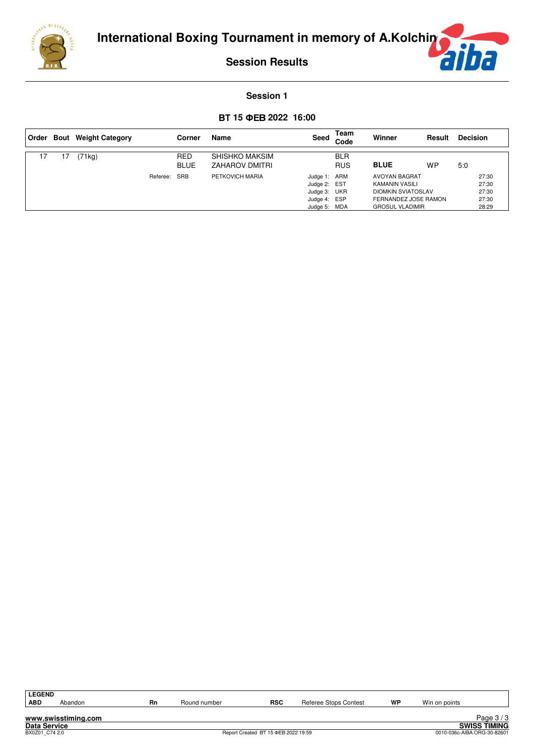# International Boxing Tournament in memory of A.Kolchin

## Session Results

### Session 1

**ВТ 15 ФЕВ 2022 16:00**

| Order | Bout | Weight Category | | Corner | Name | Seed | Team Code | Winner | Result | Decision |
|---|---|---|---|---|---|---|---|---|---|---|
| 17 | 17 | (71kg) | | RED | SHISHKO MAKSIM | | BLR | | | |
| | | | | BLUE | ZAHAROV DMITRI | | RUS | **BLUE** | WP | 5:0 |
| | | | Referee: | SRB | PETKOVICH MARIA | Judge 1: | ARM | AVOYAN BAGRAT | | 27:30 |
| | | | | | | Judge 2: | EST | KAMANIN VASILI | | 27:30 |
| | | | | | | Judge 3: | UKR | DIOMKIN SVIATOSLAV | | 27:30 |
| | | | | | | Judge 4: | ESP | FERNANDEZ JOSE RAMON | | 27:30 |
| | | | | | | Judge 5: | MDA | GROSUL VLADIMIR | | 28:29 |

| LEGEND | | | | | | | |
|---|---|---|---|---|---|---|---|
| ABD | Abandon | Rn | Round number | RSC | Referee Stops Contest | WP | Win on points |

www.swisstiming.com
Data Service
BX0Z01_C74 2.0

Report Created ВТ 15 ФЕВ 2022 19:59

SWISS TIMING
0010-036c-AIBA.ORG-30-82601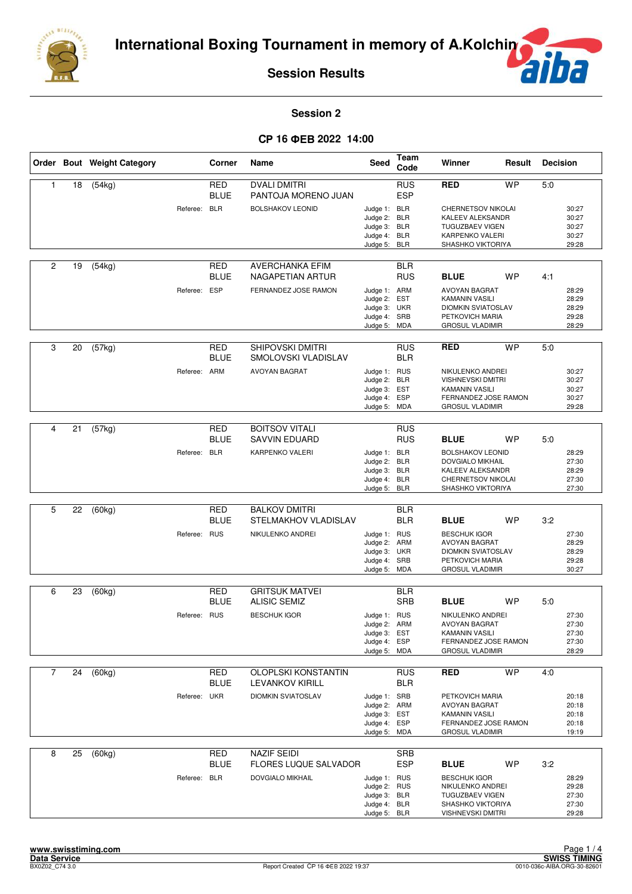# International Boxing Tournament in memory of A.Kolchin

## Session Results

### Session 2

**СР 16 ФЕВ 2022 14:00**

| Order | Bout | Weight Category | Corner | Name | Seed | Team Code | Winner | Result | Decision |
|---|---|---|---|---|---|---|---|---|---|
| 1 | 18 | (54kg) | RED | DVALI DMITRI | | RUS | **RED** | WP | 5:0 |
| | | | BLUE | PANTOJA MORENO JUAN | | ESP | | | |
| | | Referee: BLR | | BOLSHAKOV LEONID | Judge 1: | BLR | CHERNETSOV NIKOLAI | | 30:27 |
| | | | | | Judge 2: | BLR | KALEEV ALEKSANDR | | 30:27 |
| | | | | | Judge 3: | BLR | TUGUZBAEV VIGEN | | 30:27 |
| | | | | | Judge 4: | BLR | KARPENKO VALERI | | 30:27 |
| | | | | | Judge 5: | BLR | SHASHKO VIKTORIYA | | 29:28 |
| 2 | 19 | (54kg) | RED | AVERCHANKA EFIM | | BLR | | | |
| | | | BLUE | NAGAPETIAN ARTUR | | RUS | **BLUE** | WP | 4:1 |
| | | Referee: ESP | | FERNANDEZ JOSE RAMON | Judge 1: | ARM | AVOYAN BAGRAT | | 28:29 |
| | | | | | Judge 2: | EST | KAMANIN VASILI | | 28:29 |
| | | | | | Judge 3: | UKR | DIOMKIN SVIATOSLAV | | 28:29 |
| | | | | | Judge 4: | SRB | PETKOVICH MARIA | | 29:28 |
| | | | | | Judge 5: | MDA | GROSUL VLADIMIR | | 28:29 |
| 3 | 20 | (57kg) | RED | SHIPOVSKI DMITRI | | RUS | **RED** | WP | 5:0 |
| | | | BLUE | SMOLOVSKI VLADISLAV | | BLR | | | |
| | | Referee: ARM | | AVOYAN BAGRAT | Judge 1: | RUS | NIKULENKO ANDREI | | 30:27 |
| | | | | | Judge 2: | BLR | VISHNEVSKI DMITRI | | 30:27 |
| | | | | | Judge 3: | EST | KAMANIN VASILI | | 30:27 |
| | | | | | Judge 4: | ESP | FERNANDEZ JOSE RAMON | | 30:27 |
| | | | | | Judge 5: | MDA | GROSUL VLADIMIR | | 29:28 |
| 4 | 21 | (57kg) | RED | BOITSOV VITALI | | RUS | | | |
| | | | BLUE | SAVVIN EDUARD | | RUS | **BLUE** | WP | 5:0 |
| | | Referee: BLR | | KARPENKO VALERI | Judge 1: | BLR | BOLSHAKOV LEONID | | 28:29 |
| | | | | | Judge 2: | BLR | DOVGIALO MIKHAIL | | 27:30 |
| | | | | | Judge 3: | BLR | KALEEV ALEKSANDR | | 28:29 |
| | | | | | Judge 4: | BLR | CHERNETSOV NIKOLAI | | 27:30 |
| | | | | | Judge 5: | BLR | SHASHKO VIKTORIYA | | 27:30 |
| 5 | 22 | (60kg) | RED | BALKOV DMITRI | | BLR | | | |
| | | | BLUE | STELMAKHOV VLADISLAV | | BLR | **BLUE** | WP | 3:2 |
| | | Referee: RUS | | NIKULENKO ANDREI | Judge 1: | RUS | BESCHUK IGOR | | 27:30 |
| | | | | | Judge 2: | ARM | AVOYAN BAGRAT | | 28:29 |
| | | | | | Judge 3: | UKR | DIOMKIN SVIATOSLAV | | 28:29 |
| | | | | | Judge 4: | SRB | PETKOVICH MARIA | | 29:28 |
| | | | | | Judge 5: | MDA | GROSUL VLADIMIR | | 30:27 |
| 6 | 23 | (60kg) | RED | GRITSUK MATVEI | | BLR | | | |
| | | | BLUE | ALISIC SEMIZ | | SRB | **BLUE** | WP | 5:0 |
| | | Referee: RUS | | BESCHUK IGOR | Judge 1: | RUS | NIKULENKO ANDREI | | 27:30 |
| | | | | | Judge 2: | ARM | AVOYAN BAGRAT | | 27:30 |
| | | | | | Judge 3: | EST | KAMANIN VASILI | | 27:30 |
| | | | | | Judge 4: | ESP | FERNANDEZ JOSE RAMON | | 27:30 |
| | | | | | Judge 5: | MDA | GROSUL VLADIMIR | | 28:29 |
| 7 | 24 | (60kg) | RED | OLOPLSKI KONSTANTIN | | RUS | **RED** | WP | 4:0 |
| | | | BLUE | LEVANKOV KIRILL | | BLR | | | |
| | | Referee: UKR | | DIOMKIN SVIATOSLAV | Judge 1: | SRB | PETKOVICH MARIA | | 20:18 |
| | | | | | Judge 2: | ARM | AVOYAN BAGRAT | | 20:18 |
| | | | | | Judge 3: | EST | KAMANIN VASILI | | 20:18 |
| | | | | | Judge 4: | ESP | FERNANDEZ JOSE RAMON | | 20:18 |
| | | | | | Judge 5: | MDA | GROSUL VLADIMIR | | 19:19 |
| 8 | 25 | (60kg) | RED | NAZIF SEIDI | | SRB | | | |
| | | | BLUE | FLORES LUQUE SALVADOR | | ESP | **BLUE** | WP | 3:2 |
| | | Referee: BLR | | DOVGIALO MIKHAIL | Judge 1: | RUS | BESCHUK IGOR | | 28:29 |
| | | | | | Judge 2: | RUS | NIKULENKO ANDREI | | 29:28 |
| | | | | | Judge 3: | BLR | TUGUZBAEV VIGEN | | 27:30 |
| | | | | | Judge 4: | BLR | SHASHKO VIKTORIYA | | 27:30 |
| | | | | | Judge 5: | BLR | VISHNEVSKI DMITRI | | 29:28 |

www.swisstiming.com
Data Service
BX0Z02_C74 3.0

Report Created СР 16 ФЕВ 2022 19:37

SWISS TIMING
0010-036c-AIBA.ORG-30-82601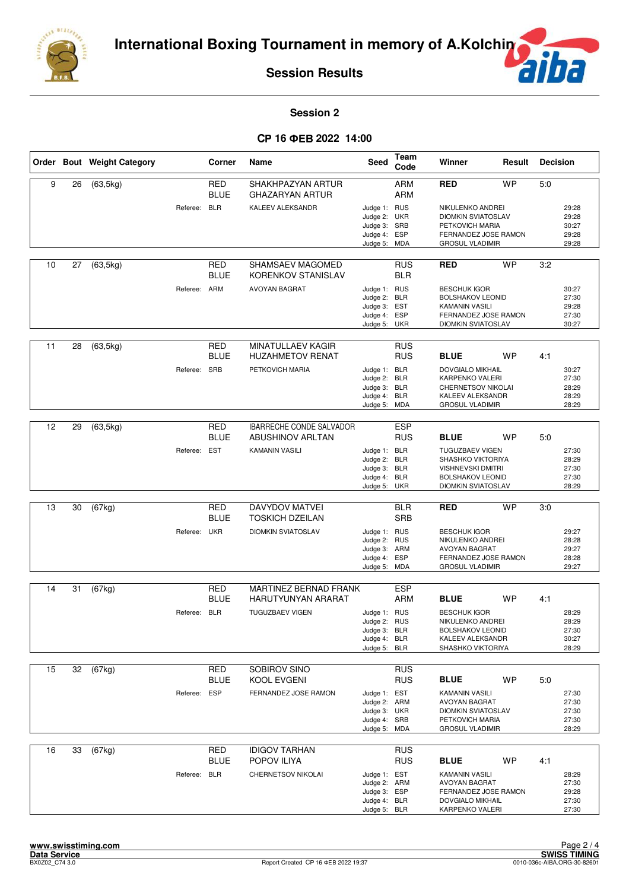# International Boxing Tournament in memory of A.Kolchin

## Session Results

### Session 2

### СР 16 ФЕВ 2022 14:00

| Order | Bout | Weight Category | Corner | Name | Seed | Team Code | Winner | Result | Decision |
|---|---|---|---|---|---|---|---|---|---|
| 9 | 26 | (63,5kg) | RED | SHAKHPAZYAN ARTUR | | ARM | RED | WP | 5:0 |
| | | | BLUE | GHAZARYAN ARTUR | | ARM | | | |
| | | | Referee: BLR | KALEEV ALEKSANDR | Judge 1: | RUS | NIKULENKO ANDREI | | 29:28 |
| | | | | | Judge 2: | UKR | DIOMKIN SVIATOSLAV | | 29:28 |
| | | | | | Judge 3: | SRB | PETKOVICH MARIA | | 30:27 |
| | | | | | Judge 4: | ESP | FERNANDEZ JOSE RAMON | | 29:28 |
| | | | | | Judge 5: | MDA | GROSUL VLADIMIR | | 29:28 |
| 10 | 27 | (63,5kg) | RED | SHAMSAEV MAGOMED | | RUS | RED | WP | 3:2 |
| | | | BLUE | KORENKOV STANISLAV | | BLR | | | |
| | | | Referee: ARM | AVOYAN BAGRAT | Judge 1: | RUS | BESCHUK IGOR | | 30:27 |
| | | | | | Judge 2: | BLR | BOLSHAKOV LEONID | | 27:30 |
| | | | | | Judge 3: | EST | KAMANIN VASILI | | 29:28 |
| | | | | | Judge 4: | ESP | FERNANDEZ JOSE RAMON | | 27:30 |
| | | | | | Judge 5: | UKR | DIOMKIN SVIATOSLAV | | 30:27 |
| 11 | 28 | (63,5kg) | RED | MINATULLAEV KAGIR | | RUS | | | |
| | | | BLUE | HUZAHMETOV RENAT | | RUS | BLUE | WP | 4:1 |
| | | | Referee: SRB | PETKOVICH MARIA | Judge 1: | BLR | DOVGIALO MIKHAIL | | 30:27 |
| | | | | | Judge 2: | BLR | KARPENKO VALERI | | 27:30 |
| | | | | | Judge 3: | BLR | CHERNETSOV NIKOLAI | | 28:29 |
| | | | | | Judge 4: | BLR | KALEEV ALEKSANDR | | 28:29 |
| | | | | | Judge 5: | MDA | GROSUL VLADIMIR | | 28:29 |
| 12 | 29 | (63,5kg) | RED | IBARRECHE CONDE SALVADOR | | ESP | | | |
| | | | BLUE | ABUSHINOV ARLTAN | | RUS | BLUE | WP | 5:0 |
| | | | Referee: EST | KAMANIN VASILI | Judge 1: | BLR | TUGUZBAEV VIGEN | | 27:30 |
| | | | | | Judge 2: | BLR | SHASHKO VIKTORIYA | | 28:29 |
| | | | | | Judge 3: | BLR | VISHNEVSKI DMITRI | | 27:30 |
| | | | | | Judge 4: | BLR | BOLSHAKOV LEONID | | 27:30 |
| | | | | | Judge 5: | UKR | DIOMKIN SVIATOSLAV | | 28:29 |
| 13 | 30 | (67kg) | RED | DAVYDOV MATVEI | | BLR | RED | WP | 3:0 |
| | | | BLUE | TOSKICH DZEILAN | | SRB | | | |
| | | | Referee: UKR | DIOMKIN SVIATOSLAV | Judge 1: | RUS | BESCHUK IGOR | | 29:27 |
| | | | | | Judge 2: | RUS | NIKULENKO ANDREI | | 28:28 |
| | | | | | Judge 3: | ARM | AVOYAN BAGRAT | | 29:27 |
| | | | | | Judge 4: | ESP | FERNANDEZ JOSE RAMON | | 28:28 |
| | | | | | Judge 5: | MDA | GROSUL VLADIMIR | | 29:27 |
| 14 | 31 | (67kg) | RED | MARTINEZ BERNAD FRANK | | ESP | | | |
| | | | BLUE | HARUTYUNYAN ARARAT | | ARM | BLUE | WP | 4:1 |
| | | | Referee: BLR | TUGUZBAEV VIGEN | Judge 1: | RUS | BESCHUK IGOR | | 28:29 |
| | | | | | Judge 2: | RUS | NIKULENKO ANDREI | | 28:29 |
| | | | | | Judge 3: | BLR | BOLSHAKOV LEONID | | 27:30 |
| | | | | | Judge 4: | BLR | KALEEV ALEKSANDR | | 30:27 |
| | | | | | Judge 5: | BLR | SHASHKO VIKTORIYA | | 28:29 |
| 15 | 32 | (67kg) | RED | SOBIROV SINO | | RUS | | | |
| | | | BLUE | KOOL EVGENI | | RUS | BLUE | WP | 5:0 |
| | | | Referee: ESP | FERNANDEZ JOSE RAMON | Judge 1: | EST | KAMANIN VASILI | | 27:30 |
| | | | | | Judge 2: | ARM | AVOYAN BAGRAT | | 27:30 |
| | | | | | Judge 3: | UKR | DIOMKIN SVIATOSLAV | | 27:30 |
| | | | | | Judge 4: | SRB | PETKOVICH MARIA | | 27:30 |
| | | | | | Judge 5: | MDA | GROSUL VLADIMIR | | 28:29 |
| 16 | 33 | (67kg) | RED | IDIGOV TARHAN | | RUS | | | |
| | | | BLUE | POPOV ILIYA | | RUS | BLUE | WP | 4:1 |
| | | | Referee: BLR | CHERNETSOV NIKOLAI | Judge 1: | EST | KAMANIN VASILI | | 28:29 |
| | | | | | Judge 2: | ARM | AVOYAN BAGRAT | | 27:30 |
| | | | | | Judge 3: | ESP | FERNANDEZ JOSE RAMON | | 29:28 |
| | | | | | Judge 4: | BLR | DOVGIALO MIKHAIL | | 27:30 |
| | | | | | Judge 5: | BLR | KARPENKO VALERI | | 27:30 |

www.swisstiming.com
Data Service
BX0Z02_C74 3.0

Report Created СР 16 ФЕВ 2022 19:37

SWISS TIMING
0010-036c-AIBA.ORG-30-82601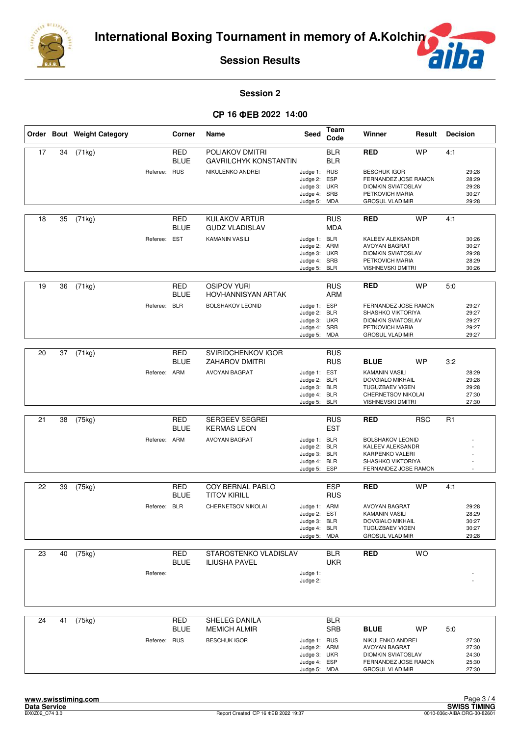# International Boxing Tournament in memory of A.Kolchin

## Session Results

### Session 2

### СР 16 ФЕВ 2022 14:00

| Order | Bout | Weight Category | Corner | Name | Seed | Team Code | Winner | Result | Decision |
|---|---|---|---|---|---|---|---|---|---|
| 17 | 34 | (71kg) | RED | POLIAKOV DMITRI | | BLR | **RED** | WP | 4:1 |
| | | | BLUE | GAVRILCHYK KONSTANTIN | | BLR | | | |
| | | Referee: RUS | | NIKULENKO ANDREI | Judge 1: | RUS | BESCHUK IGOR | | 29:28 |
| | | | | | Judge 2: | ESP | FERNANDEZ JOSE RAMON | | 28:29 |
| | | | | | Judge 3: | UKR | DIOMKIN SVIATOSLAV | | 29:28 |
| | | | | | Judge 4: | SRB | PETKOVICH MARIA | | 30:27 |
| | | | | | Judge 5: | MDA | GROSUL VLADIMIR | | 29:28 |
| 18 | 35 | (71kg) | RED | KULAKOV ARTUR | | RUS | **RED** | WP | 4:1 |
| | | | BLUE | GUDZ VLADISLAV | | MDA | | | |
| | | Referee: EST | | KAMANIN VASILI | Judge 1: | BLR | KALEEV ALEKSANDR | | 30:26 |
| | | | | | Judge 2: | ARM | AVOYAN BAGRAT | | 30:27 |
| | | | | | Judge 3: | UKR | DIOMKIN SVIATOSLAV | | 29:28 |
| | | | | | Judge 4: | SRB | PETKOVICH MARIA | | 28:29 |
| | | | | | Judge 5: | BLR | VISHNEVSKI DMITRI | | 30:26 |
| 19 | 36 | (71kg) | RED | OSIPOV YURI | | RUS | **RED** | WP | 5:0 |
| | | | BLUE | HOVHANNISYAN ARTAK | | ARM | | | |
| | | Referee: BLR | | BOLSHAKOV LEONID | Judge 1: | ESP | FERNANDEZ JOSE RAMON | | 29:27 |
| | | | | | Judge 2: | BLR | SHASHKO VIKTORIYA | | 29:27 |
| | | | | | Judge 3: | UKR | DIOMKIN SVIATOSLAV | | 29:27 |
| | | | | | Judge 4: | SRB | PETKOVICH MARIA | | 29:27 |
| | | | | | Judge 5: | MDA | GROSUL VLADIMIR | | 29:27 |
| 20 | 37 | (71kg) | RED | SVIRIDCHENKOV IGOR | | RUS | | | |
| | | | BLUE | ZAHAROV DMITRI | | RUS | **BLUE** | WP | 3:2 |
| | | Referee: ARM | | AVOYAN BAGRAT | Judge 1: | EST | KAMANIN VASILI | | 28:29 |
| | | | | | Judge 2: | BLR | DOVGIALO MIKHAIL | | 29:28 |
| | | | | | Judge 3: | BLR | TUGUZBAEV VIGEN | | 29:28 |
| | | | | | Judge 4: | BLR | CHERNETSOV NIKOLAI | | 27:30 |
| | | | | | Judge 5: | BLR | VISHNEVSKI DMITRI | | 27:30 |
| 21 | 38 | (75kg) | RED | SERGEEV SEGREI | | RUS | **RED** | RSC | R1 |
| | | | BLUE | KERMAS LEON | | EST | | | |
| | | Referee: ARM | | AVOYAN BAGRAT | Judge 1: | BLR | BOLSHAKOV LEONID | | - |
| | | | | | Judge 2: | BLR | KALEEV ALEKSANDR | | - |
| | | | | | Judge 3: | BLR | KARPENKO VALERI | | - |
| | | | | | Judge 4: | BLR | SHASHKO VIKTORIYA | | - |
| | | | | | Judge 5: | ESP | FERNANDEZ JOSE RAMON | | - |
| 22 | 39 | (75kg) | RED | COY BERNAL PABLO | | ESP | **RED** | WP | 4:1 |
| | | | BLUE | TITOV KIRILL | | RUS | | | |
| | | Referee: BLR | | CHERNETSOV NIKOLAI | Judge 1: | ARM | AVOYAN BAGRAT | | 29:28 |
| | | | | | Judge 2: | EST | KAMANIN VASILI | | 28:29 |
| | | | | | Judge 3: | BLR | DOVGIALO MIKHAIL | | 30:27 |
| | | | | | Judge 4: | BLR | TUGUZBAEV VIGEN | | 30:27 |
| | | | | | Judge 5: | MDA | GROSUL VLADIMIR | | 29:28 |
| 23 | 40 | (75kg) | RED | STAROSTENKO VLADISLAV | | BLR | **RED** | WO | |
| | | | BLUE | ILIUSHA PAVEL | | UKR | | | |
| | | Referee: | | | Judge 1: | | | | - |
| | | | | | Judge 2: | | | | - |
| 24 | 41 | (75kg) | RED | SHELEG DANILA | | BLR | | | |
| | | | BLUE | MEMICH ALMIR | | SRB | **BLUE** | WP | 5:0 |
| | | Referee: RUS | | BESCHUK IGOR | Judge 1: | RUS | NIKULENKO ANDREI | | 27:30 |
| | | | | | Judge 2: | ARM | AVOYAN BAGRAT | | 27:30 |
| | | | | | Judge 3: | UKR | DIOMKIN SVIATOSLAV | | 24:30 |
| | | | | | Judge 4: | ESP | FERNANDEZ JOSE RAMON | | 25:30 |
| | | | | | Judge 5: | MDA | GROSUL VLADIMIR | | 27:30 |

www.swisstiming.com
Data Service
BX0Z02_C74 3.0

Report Created СР 16 ФЕВ 2022 19:37

SWISS TIMING
0010-036c-AIBA.ORG-30-82601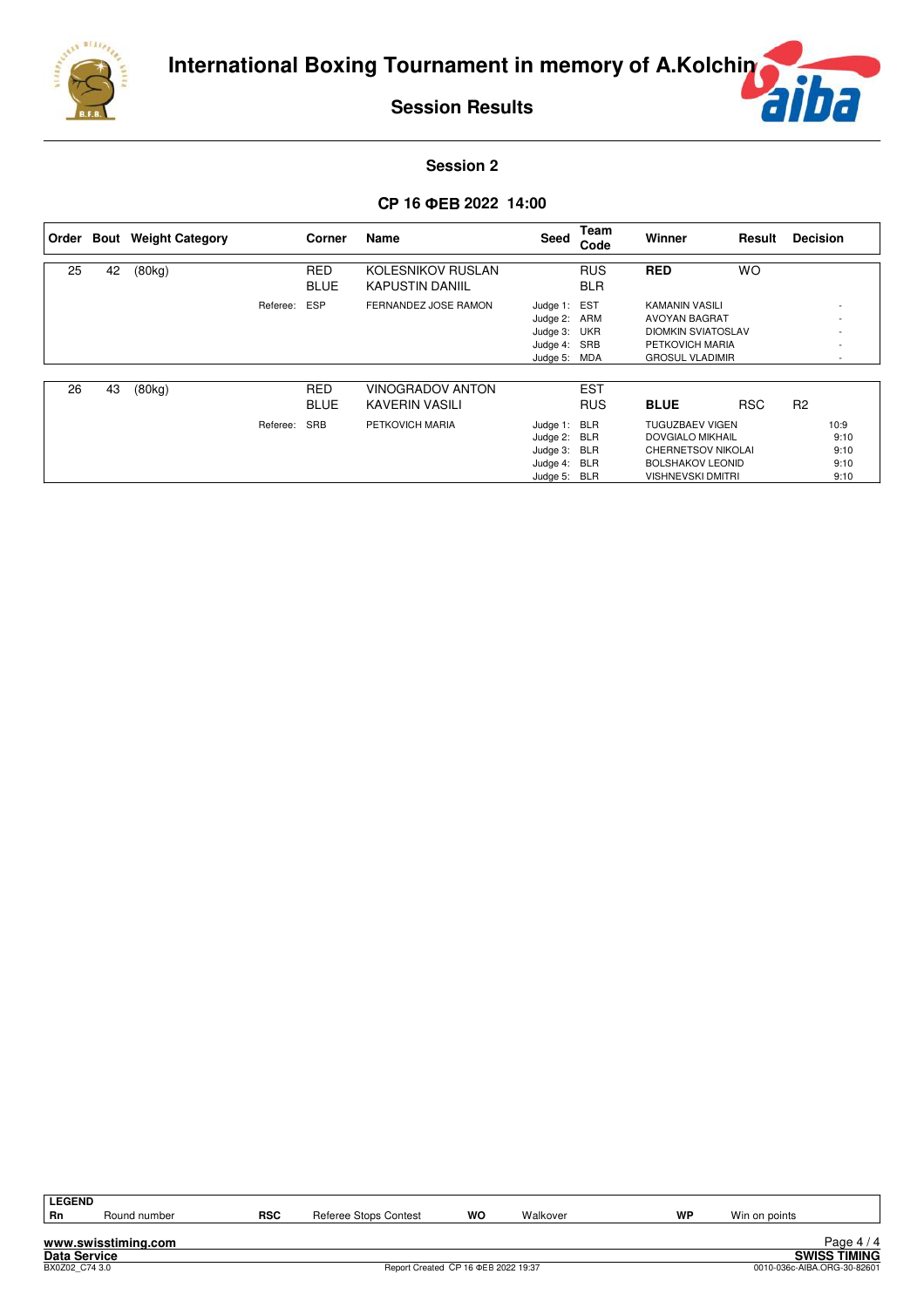# International Boxing Tournament in memory of A.Kolchin

## Session Results

### Session 2

**СР 16 ФЕВ 2022 14:00**

| Order | Bout | Weight Category | Corner | Name | Seed | Team Code | Winner | Result | Decision |
|---|---|---|---|---|---|---|---|---|---|
| 25 | 42 | (80kg) | RED | KOLESNIKOV RUSLAN | | RUS | **RED** | WO | |
| | | | BLUE | KAPUSTIN DANIIL | | BLR | | | |
| | | Referee: | ESP | FERNANDEZ JOSE RAMON | Judge 1: | EST | KAMANIN VASILI | | - |
| | | | | | Judge 2: | ARM | AVOYAN BAGRAT | | - |
| | | | | | Judge 3: | UKR | DIOMKIN SVIATOSLAV | | - |
| | | | | | Judge 4: | SRB | PETKOVICH MARIA | | - |
| | | | | | Judge 5: | MDA | GROSUL VLADIMIR | | - |

| Order | Bout | Weight Category | Corner | Name | Seed | Team Code | Winner | Result | Decision |
|---|---|---|---|---|---|---|---|---|---|
| 26 | 43 | (80kg) | RED | VINOGRADOV ANTON | | EST | | | |
| | | | BLUE | KAVERIN VASILI | | RUS | **BLUE** | RSC | R2 |
| | | Referee: | SRB | PETKOVICH MARIA | Judge 1: | BLR | TUGUZBAEV VIGEN | | 10:9 |
| | | | | | Judge 2: | BLR | DOVGIALO MIKHAIL | | 9:10 |
| | | | | | Judge 3: | BLR | CHERNETSOV NIKOLAI | | 9:10 |
| | | | | | Judge 4: | BLR | BOLSHAKOV LEONID | | 9:10 |
| | | | | | Judge 5: | BLR | VISHNEVSKI DMITRI | | 9:10 |

| LEGEND | | | | | | | |
|---|---|---|---|---|---|---|---|
| Rn | Round number | RSC | Referee Stops Contest | WO | Walkover | WP | Win on points |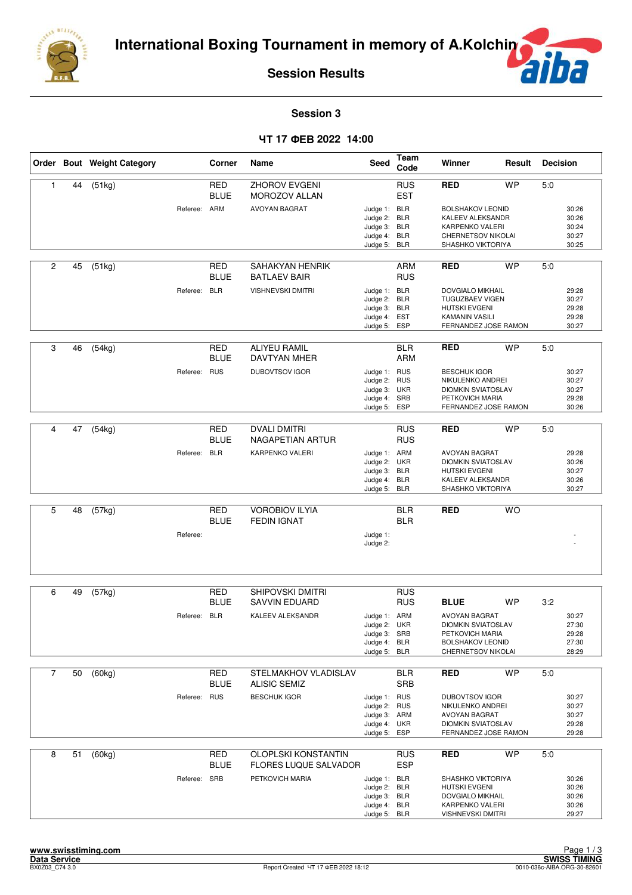# International Boxing Tournament in memory of A.Kolchin

## Session Results

### Session 3

**ЧТ 17 ФЕВ 2022 14:00**

| Order | Bout | Weight Category | Corner | Name | Seed | Team Code | Winner | Result | Decision |
|---|---|---|---|---|---|---|---|---|---|
| 1 | 44 | (51kg) | RED | ZHOROV EVGENI | | RUS | **RED** | WP | 5:0 |
| | | | BLUE | MOROZOV ALLAN | | EST | | | |
| | | Referee: | ARM | AVOYAN BAGRAT | Judge 1: | BLR | BOLSHAKOV LEONID | | 30:26 |
| | | | | | Judge 2: | BLR | KALEEV ALEKSANDR | | 30:26 |
| | | | | | Judge 3: | BLR | KARPENKO VALERI | | 30:24 |
| | | | | | Judge 4: | BLR | CHERNETSOV NIKOLAI | | 30:27 |
| | | | | | Judge 5: | BLR | SHASHKO VIKTORIYA | | 30:25 |
| 2 | 45 | (51kg) | RED | SAHAKYAN HENRIK | | ARM | **RED** | WP | 5:0 |
| | | | BLUE | BATLAEV BAIR | | RUS | | | |
| | | Referee: | BLR | VISHNEVSKI DMITRI | Judge 1: | BLR | DOVGIALO MIKHAIL | | 29:28 |
| | | | | | Judge 2: | BLR | TUGUZBAEV VIGEN | | 30:27 |
| | | | | | Judge 3: | BLR | HUTSKI EVGENI | | 29:28 |
| | | | | | Judge 4: | EST | KAMANIN VASILI | | 29:28 |
| | | | | | Judge 5: | ESP | FERNANDEZ JOSE RAMON | | 30:27 |
| 3 | 46 | (54kg) | RED | ALIYEU RAMIL | | BLR | **RED** | WP | 5:0 |
| | | | BLUE | DAVTYAN MHER | | ARM | | | |
| | | Referee: | RUS | DUBOVTSOV IGOR | Judge 1: | RUS | BESCHUK IGOR | | 30:27 |
| | | | | | Judge 2: | RUS | NIKULENKO ANDREI | | 30:27 |
| | | | | | Judge 3: | UKR | DIOMKIN SVIATOSLAV | | 30:27 |
| | | | | | Judge 4: | SRB | PETKOVICH MARIA | | 29:28 |
| | | | | | Judge 5: | ESP | FERNANDEZ JOSE RAMON | | 30:26 |
| 4 | 47 | (54kg) | RED | DVALI DMITRI | | RUS | **RED** | WP | 5:0 |
| | | | BLUE | NAGAPETIAN ARTUR | | RUS | | | |
| | | Referee: | BLR | KARPENKO VALERI | Judge 1: | ARM | AVOYAN BAGRAT | | 29:28 |
| | | | | | Judge 2: | UKR | DIOMKIN SVIATOSLAV | | 30:26 |
| | | | | | Judge 3: | BLR | HUTSKI EVGENI | | 30:27 |
| | | | | | Judge 4: | BLR | KALEEV ALEKSANDR | | 30:26 |
| | | | | | Judge 5: | BLR | SHASHKO VIKTORIYA | | 30:27 |
| 5 | 48 | (57kg) | RED | VOROBIOV ILYIA | | BLR | **RED** | WO | |
| | | | BLUE | FEDIN IGNAT | | BLR | | | |
| | | Referee: | | | Judge 1: | | | | - |
| | | | | | Judge 2: | | | | - |
| 6 | 49 | (57kg) | RED | SHIPOVSKI DMITRI | | RUS | | | |
| | | | BLUE | SAVVIN EDUARD | | RUS | **BLUE** | WP | 3:2 |
| | | Referee: | BLR | KALEEV ALEKSANDR | Judge 1: | ARM | AVOYAN BAGRAT | | 30:27 |
| | | | | | Judge 2: | UKR | DIOMKIN SVIATOSLAV | | 27:30 |
| | | | | | Judge 3: | SRB | PETKOVICH MARIA | | 29:28 |
| | | | | | Judge 4: | BLR | BOLSHAKOV LEONID | | 27:30 |
| | | | | | Judge 5: | BLR | CHERNETSOV NIKOLAI | | 28:29 |
| 7 | 50 | (60kg) | RED | STELMAKHOV VLADISLAV | | BLR | **RED** | WP | 5:0 |
| | | | BLUE | ALISIC SEMIZ | | SRB | | | |
| | | Referee: | RUS | BESCHUK IGOR | Judge 1: | RUS | DUBOVTSOV IGOR | | 30:27 |
| | | | | | Judge 2: | RUS | NIKULENKO ANDREI | | 30:27 |
| | | | | | Judge 3: | ARM | AVOYAN BAGRAT | | 30:27 |
| | | | | | Judge 4: | UKR | DIOMKIN SVIATOSLAV | | 29:28 |
| | | | | | Judge 5: | ESP | FERNANDEZ JOSE RAMON | | 29:28 |
| 8 | 51 | (60kg) | RED | OLOPLSKI KONSTANTIN | | RUS | **RED** | WP | 5:0 |
| | | | BLUE | FLORES LUQUE SALVADOR | | ESP | | | |
| | | Referee: | SRB | PETKOVICH MARIA | Judge 1: | BLR | SHASHKO VIKTORIYA | | 30:26 |
| | | | | | Judge 2: | BLR | HUTSKI EVGENI | | 30:26 |
| | | | | | Judge 3: | BLR | DOVGIALO MIKHAIL | | 30:26 |
| | | | | | Judge 4: | BLR | KARPENKO VALERI | | 30:26 |
| | | | | | Judge 5: | BLR | VISHNEVSKI DMITRI | | 29:27 |

Report Created ЧТ 17 ФЕВ 2022 18:12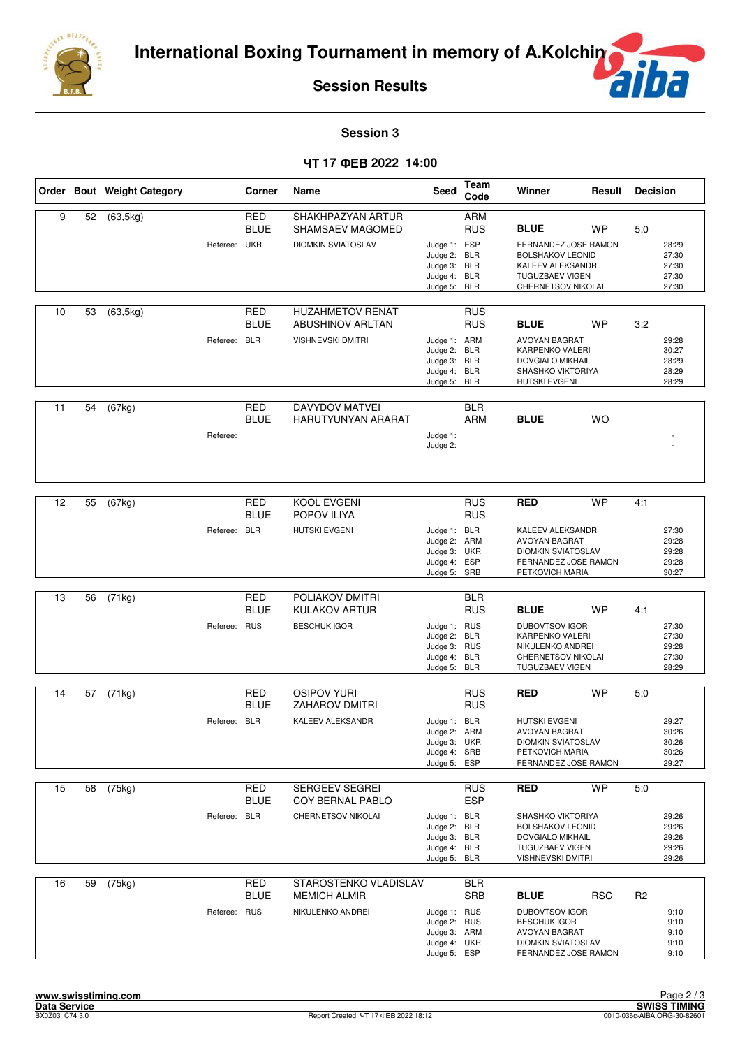# International Boxing Tournament in memory of A.Kolchin

## Session Results

### Session 3

### ЧТ 17 ФЕВ 2022 14:00

| Order | Bout | Weight Category | Corner | Name | Seed | Team Code | Winner | Result | Decision |
|---|---|---|---|---|---|---|---|---|---|
| 9 | 52 | (63,5kg) | RED | SHAKHPAZYAN ARTUR | | ARM | | | |
| | | | BLUE | SHAMSAEV MAGOMED | | RUS | **BLUE** | WP | 5:0 |
| | | | Referee: UKR | DIOMKIN SVIATOSLAV | Judge 1: | ESP | FERNANDEZ JOSE RAMON | | 28:29 |
| | | | | | Judge 2: | BLR | BOLSHAKOV LEONID | | 27:30 |
| | | | | | Judge 3: | BLR | KALEEV ALEKSANDR | | 27:30 |
| | | | | | Judge 4: | BLR | TUGUZBAEV VIGEN | | 27:30 |
| | | | | | Judge 5: | BLR | CHERNETSOV NIKOLAI | | 27:30 |
| 10 | 53 | (63,5kg) | RED | HUZAHMETOV RENAT | | RUS | | | |
| | | | BLUE | ABUSHINOV ARLTAN | | RUS | **BLUE** | WP | 3:2 |
| | | | Referee: BLR | VISHNEVSKI DMITRI | Judge 1: | ARM | AVOYAN BAGRAT | | 29:28 |
| | | | | | Judge 2: | BLR | KARPENKO VALERI | | 30:27 |
| | | | | | Judge 3: | BLR | DOVGIALO MIKHAIL | | 28:29 |
| | | | | | Judge 4: | BLR | SHASHKO VIKTORIYA | | 28:29 |
| | | | | | Judge 5: | BLR | HUTSKI EVGENI | | 28:29 |
| 11 | 54 | (67kg) | RED | DAVYDOV MATVEI | | BLR | | | |
| | | | BLUE | HARUTYUNYAN ARARAT | | ARM | **BLUE** | WO | |
| | | | Referee: | | Judge 1: | | | | - |
| | | | | | Judge 2: | | | | - |
| 12 | 55 | (67kg) | RED | KOOL EVGENI | | RUS | **RED** | WP | 4:1 |
| | | | BLUE | POPOV ILIYA | | RUS | | | |
| | | | Referee: BLR | HUTSKI EVGENI | Judge 1: | BLR | KALEEV ALEKSANDR | | 27:30 |
| | | | | | Judge 2: | ARM | AVOYAN BAGRAT | | 29:28 |
| | | | | | Judge 3: | UKR | DIOMKIN SVIATOSLAV | | 29:28 |
| | | | | | Judge 4: | ESP | FERNANDEZ JOSE RAMON | | 29:28 |
| | | | | | Judge 5: | SRB | PETKOVICH MARIA | | 30:27 |
| 13 | 56 | (71kg) | RED | POLIAKOV DMITRI | | BLR | | | |
| | | | BLUE | KULAKOV ARTUR | | RUS | **BLUE** | WP | 4:1 |
| | | | Referee: RUS | BESCHUK IGOR | Judge 1: | RUS | DUBOVTSOV IGOR | | 27:30 |
| | | | | | Judge 2: | BLR | KARPENKO VALERI | | 27:30 |
| | | | | | Judge 3: | RUS | NIKULENKO ANDREI | | 29:28 |
| | | | | | Judge 4: | BLR | CHERNETSOV NIKOLAI | | 27:30 |
| | | | | | Judge 5: | BLR | TUGUZBAEV VIGEN | | 28:29 |
| 14 | 57 | (71kg) | RED | OSIPOV YURI | | RUS | **RED** | WP | 5:0 |
| | | | BLUE | ZAHAROV DMITRI | | RUS | | | |
| | | | Referee: BLR | KALEEV ALEKSANDR | Judge 1: | BLR | HUTSKI EVGENI | | 29:27 |
| | | | | | Judge 2: | ARM | AVOYAN BAGRAT | | 30:26 |
| | | | | | Judge 3: | UKR | DIOMKIN SVIATOSLAV | | 30:26 |
| | | | | | Judge 4: | SRB | PETKOVICH MARIA | | 30:26 |
| | | | | | Judge 5: | ESP | FERNANDEZ JOSE RAMON | | 29:27 |
| 15 | 58 | (75kg) | RED | SERGEEV SEGREI | | RUS | **RED** | WP | 5:0 |
| | | | BLUE | COY BERNAL PABLO | | ESP | | | |
| | | | Referee: BLR | CHERNETSOV NIKOLAI | Judge 1: | BLR | SHASHKO VIKTORIYA | | 29:26 |
| | | | | | Judge 2: | BLR | BOLSHAKOV LEONID | | 29:26 |
| | | | | | Judge 3: | BLR | DOVGIALO MIKHAIL | | 29:26 |
| | | | | | Judge 4: | BLR | TUGUZBAEV VIGEN | | 29:26 |
| | | | | | Judge 5: | BLR | VISHNEVSKI DMITRI | | 29:26 |
| 16 | 59 | (75kg) | RED | STAROSTENKO VLADISLAV | | BLR | | | |
| | | | BLUE | MEMICH ALMIR | | SRB | **BLUE** | RSC | R2 |
| | | | Referee: RUS | NIKULENKO ANDREI | Judge 1: | RUS | DUBOVTSOV IGOR | | 9:10 |
| | | | | | Judge 2: | RUS | BESCHUK IGOR | | 9:10 |
| | | | | | Judge 3: | ARM | AVOYAN BAGRAT | | 9:10 |
| | | | | | Judge 4: | UKR | DIOMKIN SVIATOSLAV | | 9:10 |
| | | | | | Judge 5: | ESP | FERNANDEZ JOSE RAMON | | 9:10 |

www.swisstiming.com
Data Service
BX0Z03_C74 3.0

Report Created ЧТ 17 ФЕВ 2022 18:12

SWISS TIMING
0010-036c-AIBA.ORG-30-82601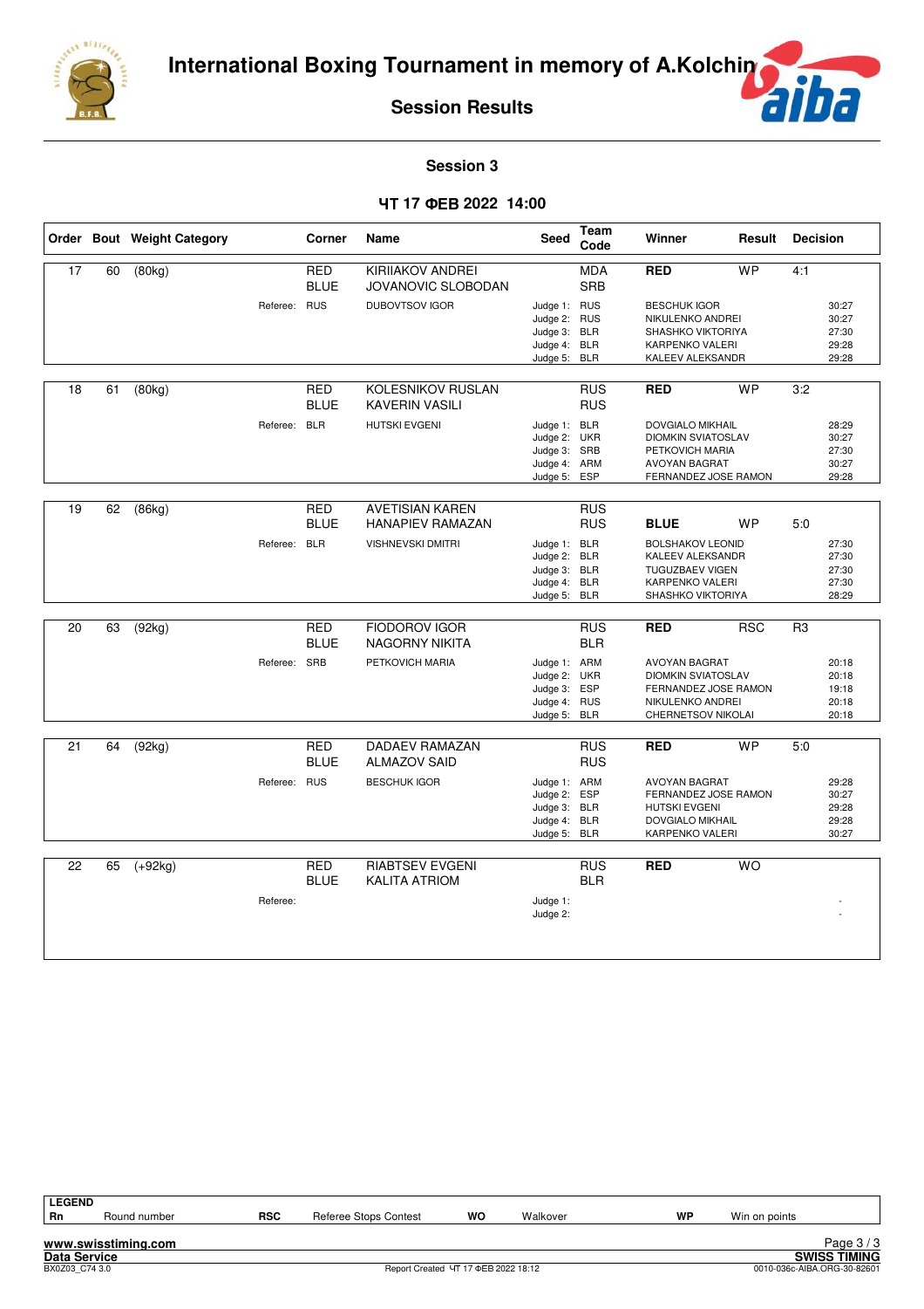# International Boxing Tournament in memory of A.Kolchin

## Session Results

### Session 3

**ЧТ 17 ФЕВ 2022 14:00**

| Order | Bout | Weight Category | Corner | Name | Seed | Team Code | Winner | Result | Decision |
|---|---|---|---|---|---|---|---|---|---|
| 17 | 60 | (80kg) | RED | KIRIIAKOV ANDREI | | MDA | **RED** | WP | 4:1 |
| | | | BLUE | JOVANOVIC SLOBODAN | | SRB | | | |
| | | | Referee: RUS | DUBOVTSOV IGOR | | Judge 1: RUS | BESCHUK IGOR | | 30:27 |
| | | | | | | Judge 2: RUS | NIKULENKO ANDREI | | 30:27 |
| | | | | | | Judge 3: BLR | SHASHKO VIKTORIYA | | 27:30 |
| | | | | | | Judge 4: BLR | KARPENKO VALERI | | 29:28 |
| | | | | | | Judge 5: BLR | KALEEV ALEKSANDR | | 29:28 |
| 18 | 61 | (80kg) | RED | KOLESNIKOV RUSLAN | | RUS | **RED** | WP | 3:2 |
| | | | BLUE | KAVERIN VASILI | | RUS | | | |
| | | | Referee: BLR | HUTSKI EVGENI | | Judge 1: BLR | DOVGIALO MIKHAIL | | 28:29 |
| | | | | | | Judge 2: UKR | DIOMKIN SVIATOSLAV | | 30:27 |
| | | | | | | Judge 3: SRB | PETKOVICH MARIA | | 27:30 |
| | | | | | | Judge 4: ARM | AVOYAN BAGRAT | | 30:27 |
| | | | | | | Judge 5: ESP | FERNANDEZ JOSE RAMON | | 29:28 |
| 19 | 62 | (86kg) | RED | AVETISIAN KAREN | | RUS | | | |
| | | | BLUE | HANAPIEV RAMAZAN | | RUS | **BLUE** | WP | 5:0 |
| | | | Referee: BLR | VISHNEVSKI DMITRI | | Judge 1: BLR | BOLSHAKOV LEONID | | 27:30 |
| | | | | | | Judge 2: BLR | KALEEV ALEKSANDR | | 27:30 |
| | | | | | | Judge 3: BLR | TUGUZBAEV VIGEN | | 27:30 |
| | | | | | | Judge 4: BLR | KARPENKO VALERI | | 27:30 |
| | | | | | | Judge 5: BLR | SHASHKO VIKTORIYA | | 28:29 |
| 20 | 63 | (92kg) | RED | FIODOROV IGOR | | RUS | **RED** | RSC | R3 |
| | | | BLUE | NAGORNY NIKITA | | BLR | | | |
| | | | Referee: SRB | PETKOVICH MARIA | | Judge 1: ARM | AVOYAN BAGRAT | | 20:18 |
| | | | | | | Judge 2: UKR | DIOMKIN SVIATOSLAV | | 20:18 |
| | | | | | | Judge 3: ESP | FERNANDEZ JOSE RAMON | | 19:18 |
| | | | | | | Judge 4: RUS | NIKULENKO ANDREI | | 20:18 |
| | | | | | | Judge 5: BLR | CHERNETSOV NIKOLAI | | 20:18 |
| 21 | 64 | (92kg) | RED | DADAEV RAMAZAN | | RUS | **RED** | WP | 5:0 |
| | | | BLUE | ALMAZOV SAID | | RUS | | | |
| | | | Referee: RUS | BESCHUK IGOR | | Judge 1: ARM | AVOYAN BAGRAT | | 29:28 |
| | | | | | | Judge 2: ESP | FERNANDEZ JOSE RAMON | | 30:27 |
| | | | | | | Judge 3: BLR | HUTSKI EVGENI | | 29:28 |
| | | | | | | Judge 4: BLR | DOVGIALO MIKHAIL | | 29:28 |
| | | | | | | Judge 5: BLR | KARPENKO VALERI | | 30:27 |
| 22 | 65 | (+92kg) | RED | RIABTSEV EVGENI | | RUS | **RED** | WO | |
| | | | BLUE | KALITA ATRIOM | | BLR | | | |
| | | | Referee: | | | Judge 1: | | | - |
| | | | | | | Judge 2: | | | - |

**LEGEND**

| Rn | Round number | RSC | Referee Stops Contest | WO | Walkover | WP | Win on points |
|---|---|---|---|---|---|---|---|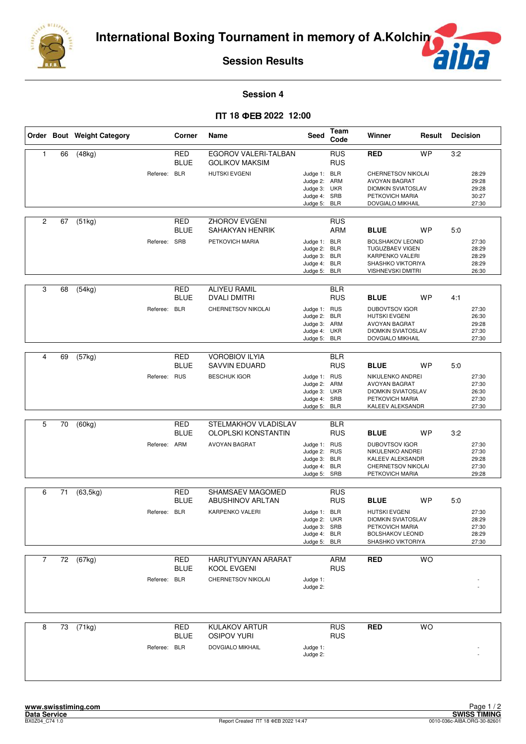# International Boxing Tournament in memory of A.Kolchin

## Session Results

### Session 4

**ПТ 18 ФЕВ 2022 12:00**

| Order | Bout | Weight Category | Corner | Name | Seed | Team Code | Winner | Result | Decision |
|---|---|---|---|---|---|---|---|---|---|
| 1 | 66 | (48kg) | RED | EGOROV VALERI-TALBAN | | RUS | RED | WP | 3:2 |
| | | | BLUE | GOLIKOV MAKSIM | | RUS | | | |
| | | | Referee: BLR | HUTSKI EVGENI | Judge 1: | BLR | CHERNETSOV NIKOLAI | | 28:29 |
| | | | | | Judge 2: | ARM | AVOYAN BAGRAT | | 29:28 |
| | | | | | Judge 3: | UKR | DIOMKIN SVIATOSLAV | | 29:28 |
| | | | | | Judge 4: | SRB | PETKOVICH MARIA | | 30:27 |
| | | | | | Judge 5: | BLR | DOVGIALO MIKHAIL | | 27:30 |
| 2 | 67 | (51kg) | RED | ZHOROV EVGENI | | RUS | | | |
| | | | BLUE | SAHAKYAN HENRIK | | ARM | BLUE | WP | 5:0 |
| | | | Referee: SRB | PETKOVICH MARIA | Judge 1: | BLR | BOLSHAKOV LEONID | | 27:30 |
| | | | | | Judge 2: | BLR | TUGUZBAEV VIGEN | | 28:29 |
| | | | | | Judge 3: | BLR | KARPENKO VALERI | | 28:29 |
| | | | | | Judge 4: | BLR | SHASHKO VIKTORIYA | | 28:29 |
| | | | | | Judge 5: | BLR | VISHNEVSKI DMITRI | | 26:30 |
| 3 | 68 | (54kg) | RED | ALIYEU RAMIL | | BLR | | | |
| | | | BLUE | DVALI DMITRI | | RUS | BLUE | WP | 4:1 |
| | | | Referee: BLR | CHERNETSOV NIKOLAI | Judge 1: | RUS | DUBOVTSOV IGOR | | 27:30 |
| | | | | | Judge 2: | BLR | HUTSKI EVGENI | | 26:30 |
| | | | | | Judge 3: | ARM | AVOYAN BAGRAT | | 29:28 |
| | | | | | Judge 4: | UKR | DIOMKIN SVIATOSLAV | | 27:30 |
| | | | | | Judge 5: | BLR | DOVGIALO MIKHAIL | | 27:30 |
| 4 | 69 | (57kg) | RED | VOROBIOV ILYIA | | BLR | | | |
| | | | BLUE | SAVVIN EDUARD | | RUS | BLUE | WP | 5:0 |
| | | | Referee: RUS | BESCHUK IGOR | Judge 1: | RUS | NIKULENKO ANDREI | | 27:30 |
| | | | | | Judge 2: | ARM | AVOYAN BAGRAT | | 27:30 |
| | | | | | Judge 3: | UKR | DIOMKIN SVIATOSLAV | | 26:30 |
| | | | | | Judge 4: | SRB | PETKOVICH MARIA | | 27:30 |
| | | | | | Judge 5: | BLR | KALEEV ALEKSANDR | | 27:30 |
| 5 | 70 | (60kg) | RED | STELMAKHOV VLADISLAV | | BLR | | | |
| | | | BLUE | OLOPLSKI KONSTANTIN | | RUS | BLUE | WP | 3:2 |
| | | | Referee: ARM | AVOYAN BAGRAT | Judge 1: | RUS | DUBOVTSOV IGOR | | 27:30 |
| | | | | | Judge 2: | RUS | NIKULENKO ANDREI | | 27:30 |
| | | | | | Judge 3: | BLR | KALEEV ALEKSANDR | | 29:28 |
| | | | | | Judge 4: | BLR | CHERNETSOV NIKOLAI | | 27:30 |
| | | | | | Judge 5: | SRB | PETKOVICH MARIA | | 29:28 |
| 6 | 71 | (63,5kg) | RED | SHAMSAEV MAGOMED | | RUS | | | |
| | | | BLUE | ABUSHINOV ARLTAN | | RUS | BLUE | WP | 5:0 |
| | | | Referee: BLR | KARPENKO VALERI | Judge 1: | BLR | HUTSKI EVGENI | | 27:30 |
| | | | | | Judge 2: | UKR | DIOMKIN SVIATOSLAV | | 28:29 |
| | | | | | Judge 3: | SRB | PETKOVICH MARIA | | 27:30 |
| | | | | | Judge 4: | BLR | BOLSHAKOV LEONID | | 28:29 |
| | | | | | Judge 5: | BLR | SHASHKO VIKTORIYA | | 27:30 |
| 7 | 72 | (67kg) | RED | HARUTYUNYAN ARARAT | | ARM | RED | WO | |
| | | | BLUE | KOOL EVGENI | | RUS | | | |
| | | | Referee: BLR | CHERNETSOV NIKOLAI | Judge 1: | | | | - |
| | | | | | Judge 2: | | | | - |
| 8 | 73 | (71kg) | RED | KULAKOV ARTUR | | RUS | RED | WO | |
| | | | BLUE | OSIPOV YURI | | RUS | | | |
| | | | Referee: BLR | DOVGIALO MIKHAIL | Judge 1: | | | | - |
| | | | | | Judge 2: | | | | - |

www.swisstiming.com
Data Service
BX0Z04_C74 1.0

Report Created ПТ 18 ФЕВ 2022 14:47

SWISS TIMING
0010-036c-AIBA.ORG-30-82601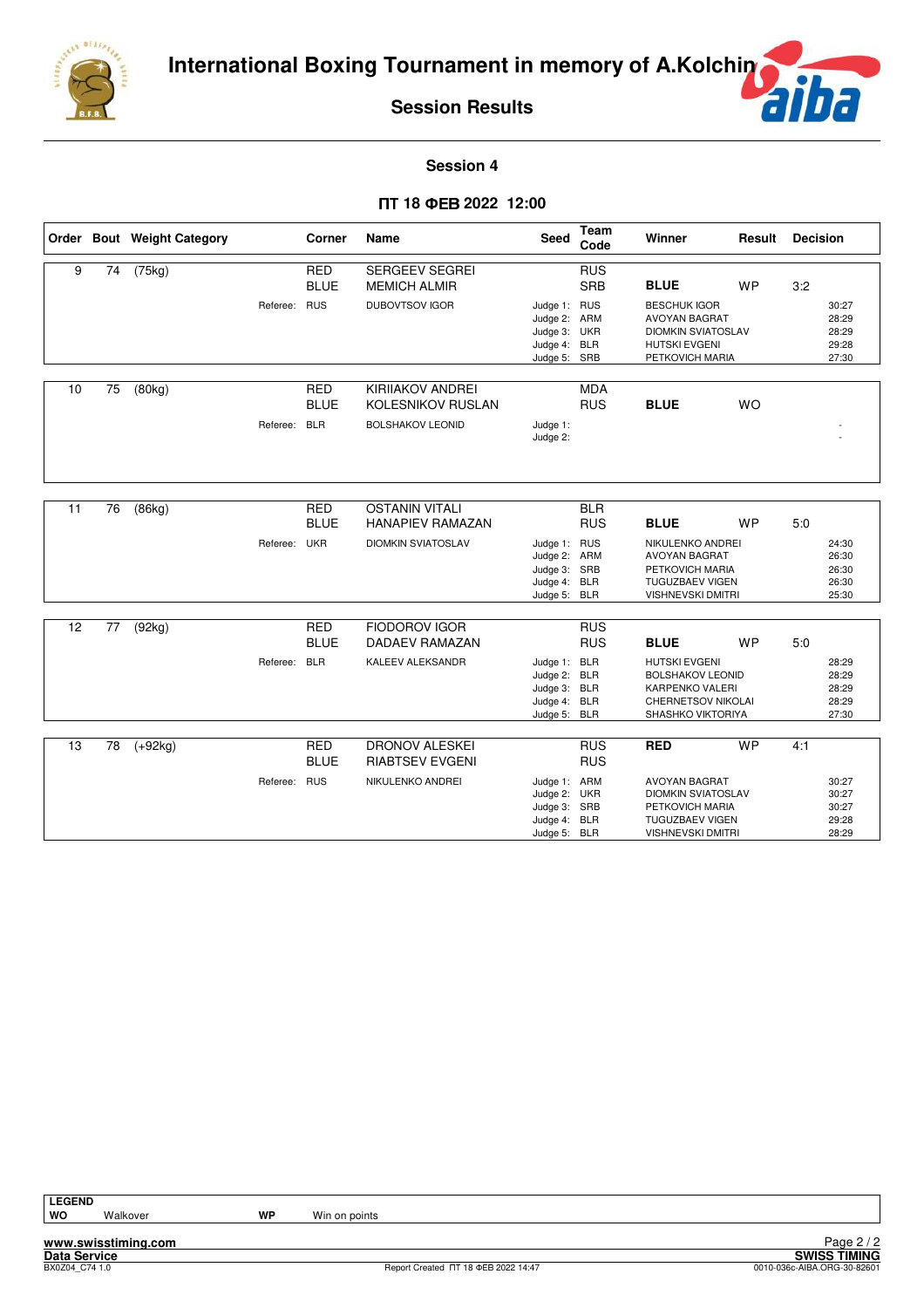# International Boxing Tournament in memory of A.Kolchin

## Session Results

### Session 4

**ПТ 18 ФЕВ 2022 12:00**

| Order | Bout | Weight Category | Corner | Name | Seed | Team Code | Winner | Result | Decision |
|---|---|---|---|---|---|---|---|---|---|
| 9 | 74 | (75kg) | RED | SERGEEV SEGREI | | RUS | | | |
| | | | BLUE | MEMICH ALMIR | | SRB | **BLUE** | WP | 3:2 |
| | | Referee: | RUS | DUBOVTSOV IGOR | Judge 1: | RUS | BESCHUK IGOR | | 30:27 |
| | | | | | Judge 2: | ARM | AVOYAN BAGRAT | | 28:29 |
| | | | | | Judge 3: | UKR | DIOMKIN SVIATOSLAV | | 28:29 |
| | | | | | Judge 4: | BLR | HUTSKI EVGENI | | 29:28 |
| | | | | | Judge 5: | SRB | PETKOVICH MARIA | | 27:30 |
| 10 | 75 | (80kg) | RED | KIRIIAKOV ANDREI | | MDA | | | |
| | | | BLUE | KOLESNIKOV RUSLAN | | RUS | **BLUE** | WO | |
| | | Referee: | BLR | BOLSHAKOV LEONID | Judge 1: | | | | - |
| | | | | | Judge 2: | | | | - |
| 11 | 76 | (86kg) | RED | OSTANIN VITALI | | BLR | | | |
| | | | BLUE | HANAPIEV RAMAZAN | | RUS | **BLUE** | WP | 5:0 |
| | | Referee: | UKR | DIOMKIN SVIATOSLAV | Judge 1: | RUS | NIKULENKO ANDREI | | 24:30 |
| | | | | | Judge 2: | ARM | AVOYAN BAGRAT | | 26:30 |
| | | | | | Judge 3: | SRB | PETKOVICH MARIA | | 26:30 |
| | | | | | Judge 4: | BLR | TUGUZBAEV VIGEN | | 26:30 |
| | | | | | Judge 5: | BLR | VISHNEVSKI DMITRI | | 25:30 |
| 12 | 77 | (92kg) | RED | FIODOROV IGOR | | RUS | | | |
| | | | BLUE | DADAEV RAMAZAN | | RUS | **BLUE** | WP | 5:0 |
| | | Referee: | BLR | KALEEV ALEKSANDR | Judge 1: | BLR | HUTSKI EVGENI | | 28:29 |
| | | | | | Judge 2: | BLR | BOLSHAKOV LEONID | | 28:29 |
| | | | | | Judge 3: | BLR | KARPENKO VALERI | | 28:29 |
| | | | | | Judge 4: | BLR | CHERNETSOV NIKOLAI | | 28:29 |
| | | | | | Judge 5: | BLR | SHASHKO VIKTORIYA | | 27:30 |
| 13 | 78 | (+92kg) | RED | DRONOV ALESKEI | | RUS | **RED** | WP | 4:1 |
| | | | BLUE | RIABTSEV EVGENI | | RUS | | | |
| | | Referee: | RUS | NIKULENKO ANDREI | Judge 1: | ARM | AVOYAN BAGRAT | | 30:27 |
| | | | | | Judge 2: | UKR | DIOMKIN SVIATOSLAV | | 30:27 |
| | | | | | Judge 3: | SRB | PETKOVICH MARIA | | 30:27 |
| | | | | | Judge 4: | BLR | TUGUZBAEV VIGEN | | 29:28 |
| | | | | | Judge 5: | BLR | VISHNEVSKI DMITRI | | 28:29 |

**LEGEND**

| | | | |
|---|---|---|---|
| **WO** | Walkover | **WP** | Win on points |

www.swisstiming.com
Data Service
BX0Z04_C74 1.0

Report Created ПТ 18 ФЕВ 2022 14:47

SWISS TIMING
0010-036c-AIBA.ORG-30-82601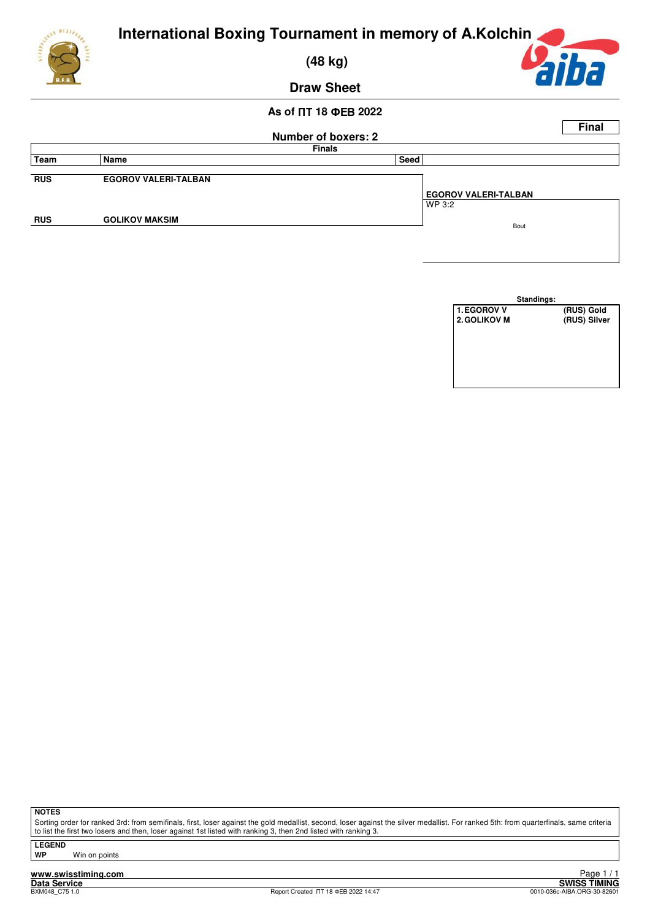# International Boxing Tournament in memory of A.Kolchin

## (48 kg)

## Draw Sheet

**As of ПТ 18 ФЕВ 2022**

**Final**

**Number of boxers: 2**

**Finals**

| Team | Name | Seed | |
|---|---|---|---|
| RUS | EGOROV VALERI-TALBAN | | **EGOROV VALERI-TALBAN** WP 3:2 |
| RUS | GOLIKOV MAKSIM | | Bout |

**Standings:**

| | |
|---|---|
| 1. EGOROV V | (RUS) Gold |
| 2. GOLIKOV M | (RUS) Silver |

**NOTES**

Sorting order for ranked 3rd: from semifinals, first, loser against the gold medallist, second, loser against the silver medallist. For ranked 5th: from quarterfinals, same criteria to list the first two losers and then, loser against 1st listed with ranking 3, then 2nd listed with ranking 3.

**LEGEND**

**WP** Win on points

www.swisstiming.com
Data Service
BXM048_C75 1.0

Report Created ПТ 18 ФЕВ 2022 14:47

SWISS TIMING
0010-036c-AIBA.ORG-30-82601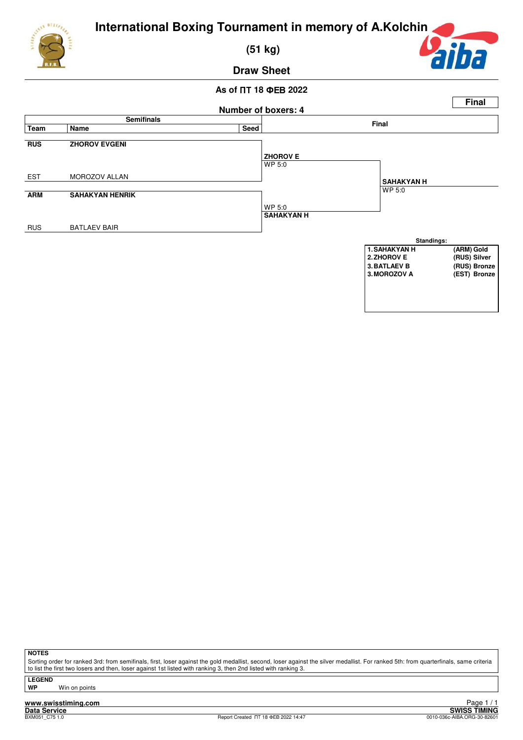# International Boxing Tournament in memory of A.Kolchin

## (51 kg)

## Draw Sheet

**As of ПТ 18 ФЕВ 2022**

**Number of boxers: 4**

**Final**

| Team | Name | Seed | Semifinals result | Final |
|---|---|---|---|---|
| **RUS** | **ZHOROV EVGENI** | | **ZHOROV E** WP 5:0 | |
| EST | MOROZOV ALLAN | | | **SAHAKYAN H** WP 5:0 |
| **ARM** | **SAHAKYAN HENRIK** | | WP 5:0 **SAHAKYAN H** | |
| RUS | BATLAEV BAIR | | | |

**Standings:**

| Rank | Name | Team / Medal |
|---|---|---|
| 1. | SAHAKYAN H | (ARM) Gold |
| 2. | ZHOROV E | (RUS) Silver |
| 3. | BATLAEV B | (RUS) Bronze |
| 3. | MOROZOV A | (EST) Bronze |

**NOTES**

Sorting order for ranked 3rd: from semifinals, first, loser against the gold medallist, second, loser against the silver medallist. For ranked 5th: from quarterfinals, same criteria to list the first two losers and then, loser against 1st listed with ranking 3, then 2nd listed with ranking 3.

**LEGEND**

**WP** Win on points

www.swisstiming.com
Data Service
BXM051_C75 1.0

Report Created ПТ 18 ФЕВ 2022 14:47

SWISS TIMING
0010-036c-AIBA.ORG-30-82601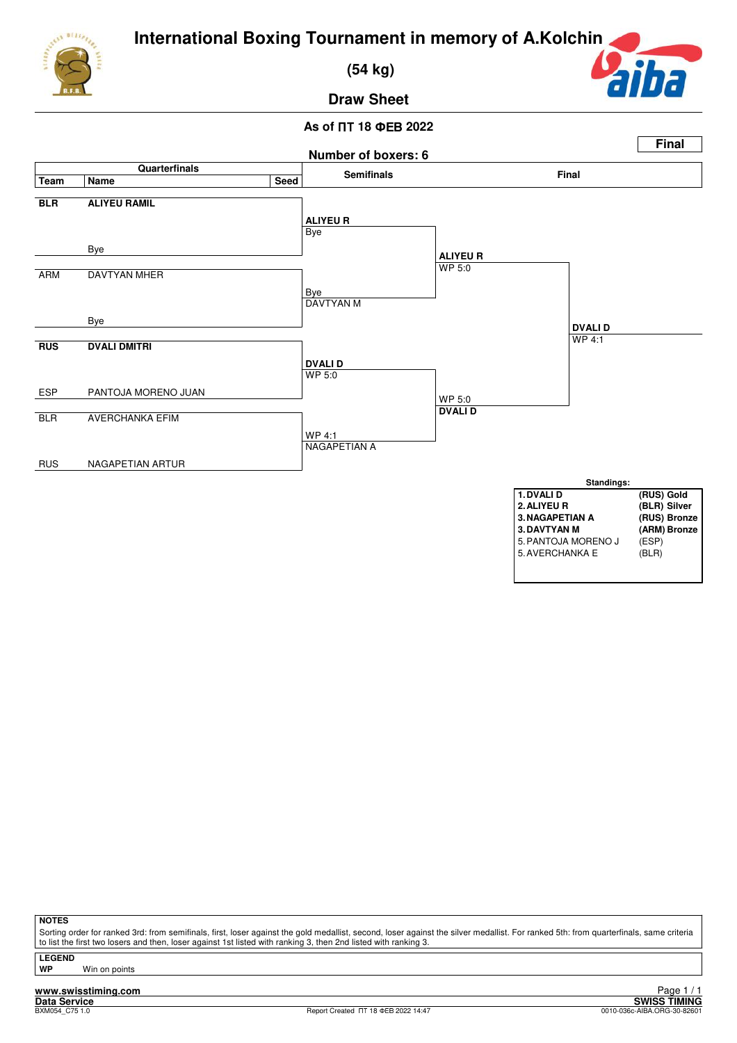# International Boxing Tournament in memory of A.Kolchin

## (54 kg)

## Draw Sheet

**As of ПТ 18 ФЕВ 2022**

**Number of boxers: 6**

**Final**

| Team | Name | Seed | Semifinals | Final | |
|---|---|---|---|---|---|
| **BLR** | **ALIYEU RAMIL** | | **ALIYEU R** Bye | | |
| | Bye | | | **ALIYEU R** WP 5:0 | |
| ARM | DAVTYAN MHER | | Bye DAVTYAN M | | |
| | Bye | | | | **DVALI D** WP 4:1 |
| **RUS** | **DVALI DMITRI** | | **DVALI D** WP 5:0 | | |
| ESP | PANTOJA MORENO JUAN | | | WP 5:0 **DVALI D** | |
| BLR | AVERCHANKA EFIM | | WP 4:1 NAGAPETIAN A | | |
| RUS | NAGAPETIAN ARTUR | | | | |

**Standings:**

| | |
|---|---|
| **1. DVALI D** | **(RUS) Gold** |
| **2. ALIYEU R** | **(BLR) Silver** |
| **3. NAGAPETIAN A** | **(RUS) Bronze** |
| **3. DAVTYAN M** | **(ARM) Bronze** |
| 5. PANTOJA MORENO J | (ESP) |
| 5. AVERCHANKA E | (BLR) |

**NOTES**

Sorting order for ranked 3rd: from semifinals, first, loser against the gold medallist, second, loser against the silver medallist. For ranked 5th: from quarterfinals, same criteria to list the first two losers and then, loser against 1st listed with ranking 3, then 2nd listed with ranking 3.

**LEGEND**

**WP** Win on points

Report Created ПТ 18 ФЕВ 2022 14:47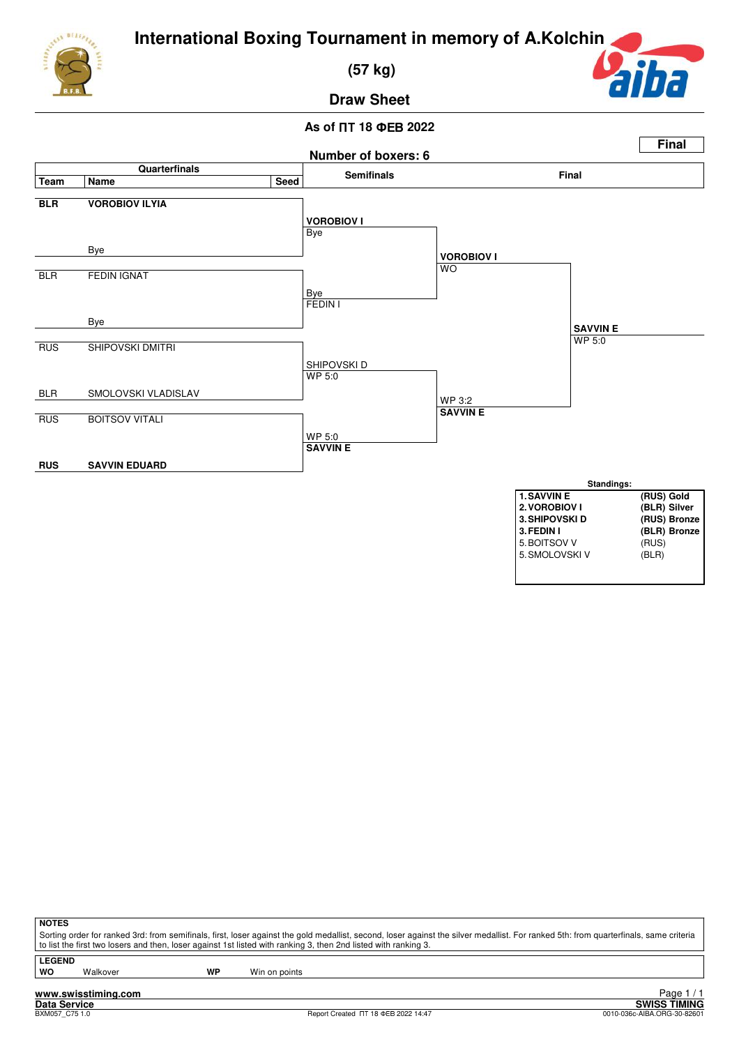# International Boxing Tournament in memory of A.Kolchin

**(57 kg)**

**Draw Sheet**

**As of ПТ 18 ФЕВ 2022**

**Final**

**Number of boxers: 6**

## Quarterfinals

| Team | Name | Seed |
|---|---|---|
| **BLR** | **VOROBIOV ILYIA** | |
| | Bye | |
| BLR | FEDIN IGNAT | |
| | Bye | |
| RUS | SHIPOVSKI DMITRI | |
| BLR | SMOLOVSKI VLADISLAV | |
| RUS | BOITSOV VITALI | |
| **RUS** | **SAVVIN EDUARD** | |

## Semifinals

| Winner | Result |
|---|---|
| **VOROBIOV I** | Bye |
| FEDIN I | Bye |
| SHIPOVSKI D | WP 5:0 |
| **SAVVIN E** | WP 5:0 |

## Final

| Winner | Result |
|---|---|
| **VOROBIOV I** | WO |
| **SAVVIN E** | WP 3:2 |

**SAVVIN E** – WP 5:0

**Standings:**

| | |
|---|---|
| **1. SAVVIN E** | **(RUS) Gold** |
| **2. VOROBIOV I** | **(BLR) Silver** |
| **3. SHIPOVSKI D** | **(RUS) Bronze** |
| **3. FEDIN I** | **(BLR) Bronze** |
| 5. BOITSOV V | (RUS) |
| 5. SMOLOVSKI V | (BLR) |

**NOTES**

Sorting order for ranked 3rd: from semifinals, first, loser against the gold medallist, second, loser against the silver medallist. For ranked 5th: from quarterfinals, same criteria to list the first two losers and then, loser against 1st listed with ranking 3, then 2nd listed with ranking 3.

**LEGEND**

| | | | |
|---|---|---|---|
| **WO** | Walkover | **WP** | Win on points |

**www.swisstiming.com**

**Data Service**

BXM057_C75 1.0

Report Created ПТ 18 ФЕВ 2022 14:47

**SWISS TIMING**

0010-036c-AIBA.ORG-30-82601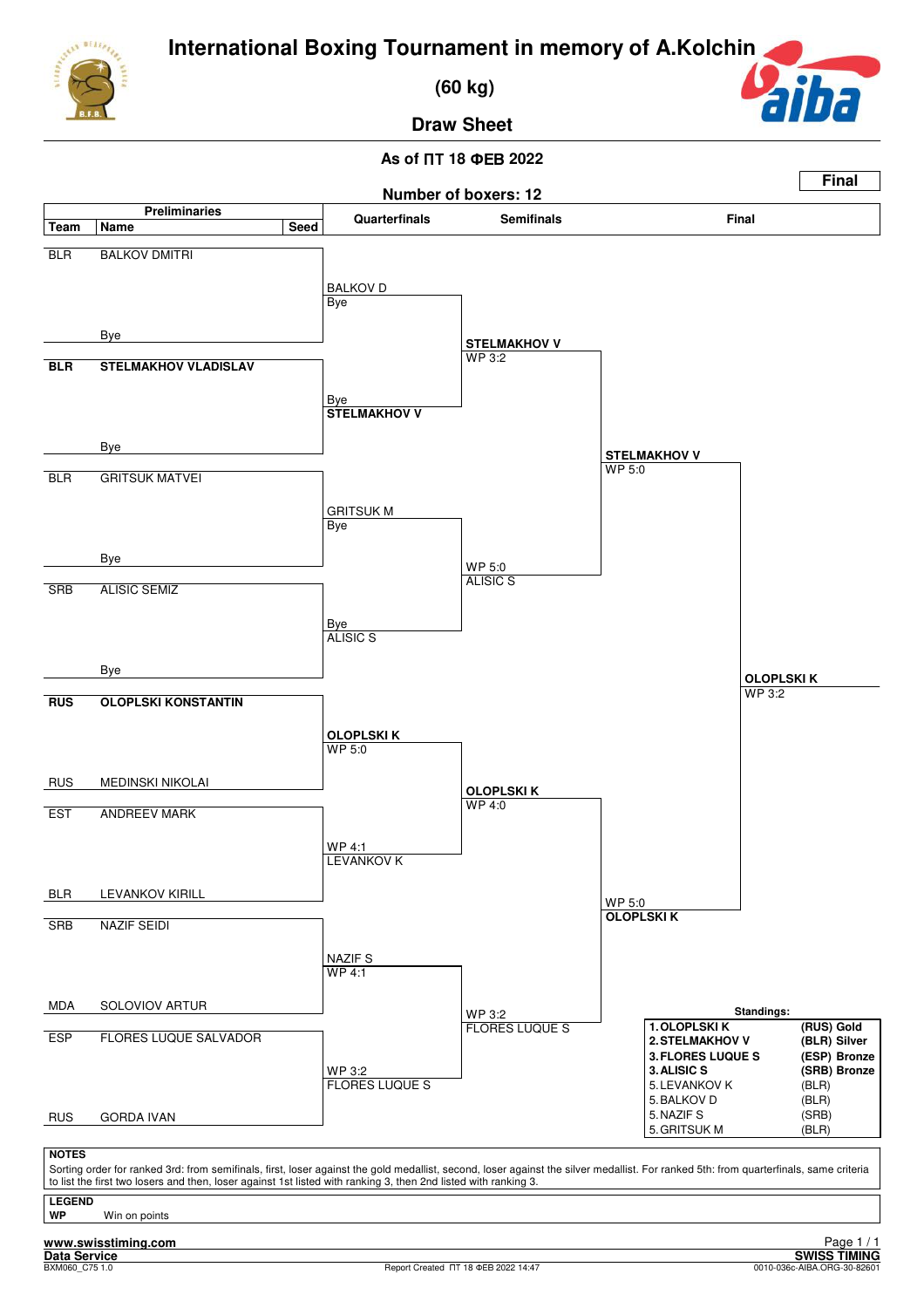# International Boxing Tournament in memory of A.Kolchin

## (60 kg)

## Draw Sheet

**As of ПТ 18 ФЕВ 2022**

**Number of boxers: 12**

**Final**

### Preliminaries

| Team | Name | Seed |
|---|---|---|
| BLR | BALKOV DMITRI | |
| | Bye | |
| **BLR** | **STELMAKHOV VLADISLAV** | |
| | Bye | |
| BLR | GRITSUK MATVEI | |
| | Bye | |
| SRB | ALISIC SEMIZ | |
| | Bye | |
| **RUS** | **OLOPLSKI KONSTANTIN** | |
| RUS | MEDINSKI NIKOLAI | |
| EST | ANDREEV MARK | |
| BLR | LEVANKOV KIRILL | |
| SRB | NAZIF SEIDI | |
| MDA | SOLOVIOV ARTUR | |
| ESP | FLORES LUQUE SALVADOR | |
| RUS | GORDA IVAN | |

### Quarterfinals

- BALKOV D — Bye
- Bye — **STELMAKHOV V**
- GRITSUK M — Bye
- Bye — ALISIC S
- **OLOPLSKI K** — WP 5:0
- WP 4:1 — LEVANKOV K
- NAZIF S — WP 4:1
- WP 3:2 — FLORES LUQUE S

### Semifinals

- **STELMAKHOV V** — WP 3:2
- WP 5:0 — ALISIC S
- **OLOPLSKI K** — WP 4:0
- WP 3:2 — FLORES LUQUE S

### Final

- **STELMAKHOV V** — WP 5:0
- WP 5:0 — **OLOPLSKI K**

**Winner: OLOPLSKI K** — WP 3:2

### Standings:

| | | |
|---|---|---|
| 1. | **OLOPLSKI K** | **(RUS) Gold** |
| 2. | **STELMAKHOV V** | **(BLR) Silver** |
| 3. | **FLORES LUQUE S** | **(ESP) Bronze** |
| 3. | **ALISIC S** | **(SRB) Bronze** |
| 5. | LEVANKOV K | (BLR) |
| 5. | BALKOV D | (BLR) |
| 5. | NAZIF S | (SRB) |
| 5. | GRITSUK M | (BLR) |

**NOTES**

Sorting order for ranked 3rd: from semifinals, first, loser against the gold medallist, second, loser against the silver medallist. For ranked 5th: from quarterfinals, same criteria to list the first two losers and then, loser against 1st listed with ranking 3, then 2nd listed with ranking 3.

**LEGEND**

**WP** Win on points

www.swisstiming.com
Data Service
BXM060_C75 1.0
Report Created ПТ 18 ФЕВ 2022 14:47
SWISS TIMING
0010-036c-AIBA.ORG-30-82601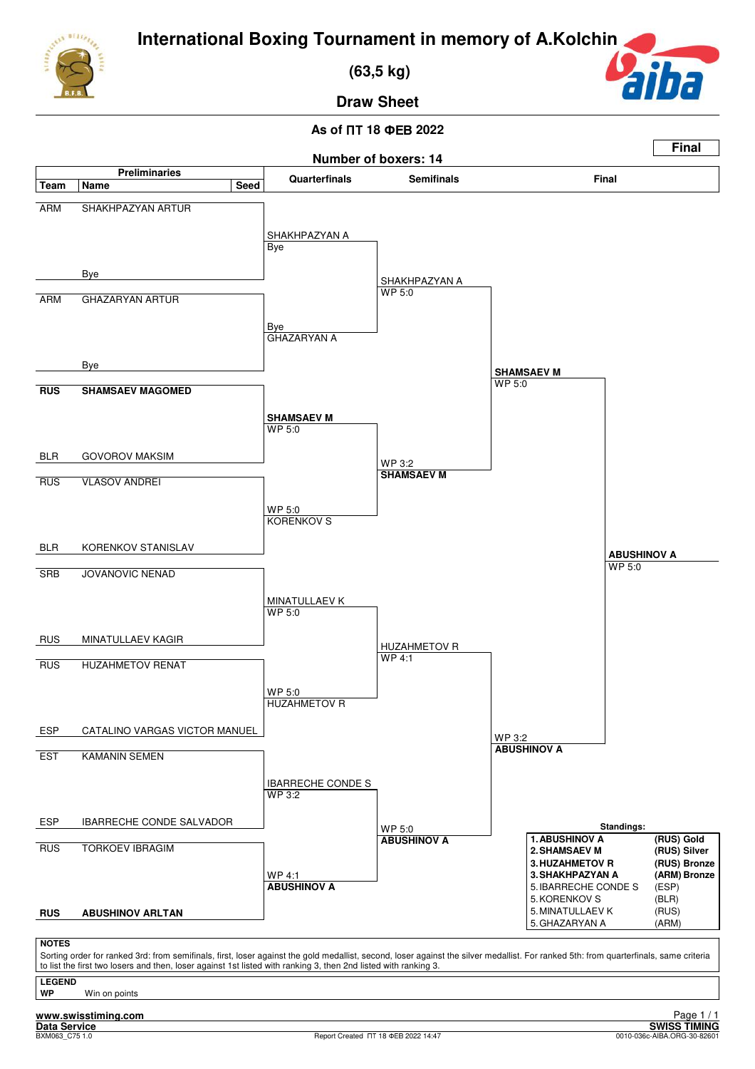# International Boxing Tournament in memory of A.Kolchin

## (63,5 kg)

## Draw Sheet

**As of ПТ 18 ФЕВ 2022**

**Final**

**Number of boxers: 14**

### Preliminaries

| Team | Name | Seed |
|---|---|---|
| ARM | SHAKHPAZYAN ARTUR | |
| | Bye | |
| ARM | GHAZARYAN ARTUR | |
| | Bye | |
| **RUS** | **SHAMSAEV MAGOMED** | |
| BLR | GOVOROV MAKSIM | |
| RUS | VLASOV ANDREI | |
| BLR | KORENKOV STANISLAV | |
| SRB | JOVANOVIC NENAD | |
| RUS | MINATULLAEV KAGIR | |
| RUS | HUZAHMETOV RENAT | |
| ESP | CATALINO VARGAS VICTOR MANUEL | |
| EST | KAMANIN SEMEN | |
| ESP | IBARRECHE CONDE SALVADOR | |
| RUS | TORKOEV IBRAGIM | |
| **RUS** | **ABUSHINOV ARLTAN** | |

### Quarterfinals

| Winner | Result |
|---|---|
| SHAKHPAZYAN A | Bye |
| GHAZARYAN A | Bye |
| **SHAMSAEV M** | WP 5:0 |
| KORENKOV S | WP 5:0 |
| MINATULLAEV K | WP 5:0 |
| HUZAHMETOV R | WP 5:0 |
| IBARRECHE CONDE S | WP 3:2 |
| **ABUSHINOV A** | WP 4:1 |

### Semifinals

| Winner | Result |
|---|---|
| SHAKHPAZYAN A | WP 5:0 |
| **SHAMSAEV M** | WP 3:2 |
| HUZAHMETOV R | WP 4:1 |
| **ABUSHINOV A** | WP 5:0 |

### Final

| Winner | Result |
|---|---|
| **SHAMSAEV M** | WP 5:0 |
| **ABUSHINOV A** | WP 3:2 |
| **ABUSHINOV A** | WP 5:0 |

### Standings:

| | Name | Team / Medal |
|---|---|---|
| **1.** | **ABUSHINOV A** | **(RUS) Gold** |
| **2.** | **SHAMSAEV M** | **(RUS) Silver** |
| **3.** | **HUZAHMETOV R** | **(RUS) Bronze** |
| **3.** | **SHAKHPAZYAN A** | **(ARM) Bronze** |
| 5. | IBARRECHE CONDE S | (ESP) |
| 5. | KORENKOV S | (BLR) |
| 5. | MINATULLAEV K | (RUS) |
| 5. | GHAZARYAN A | (ARM) |

**NOTES**

Sorting order for ranked 3rd: from semifinals, first, loser against the gold medallist, second, loser against the silver medallist. For ranked 5th: from quarterfinals, same criteria to list the first two losers and then, loser against 1st listed with ranking 3, then 2nd listed with ranking 3.

**LEGEND**

**WP** Win on points

Report Created ПТ 18 ФЕВ 2022 14:47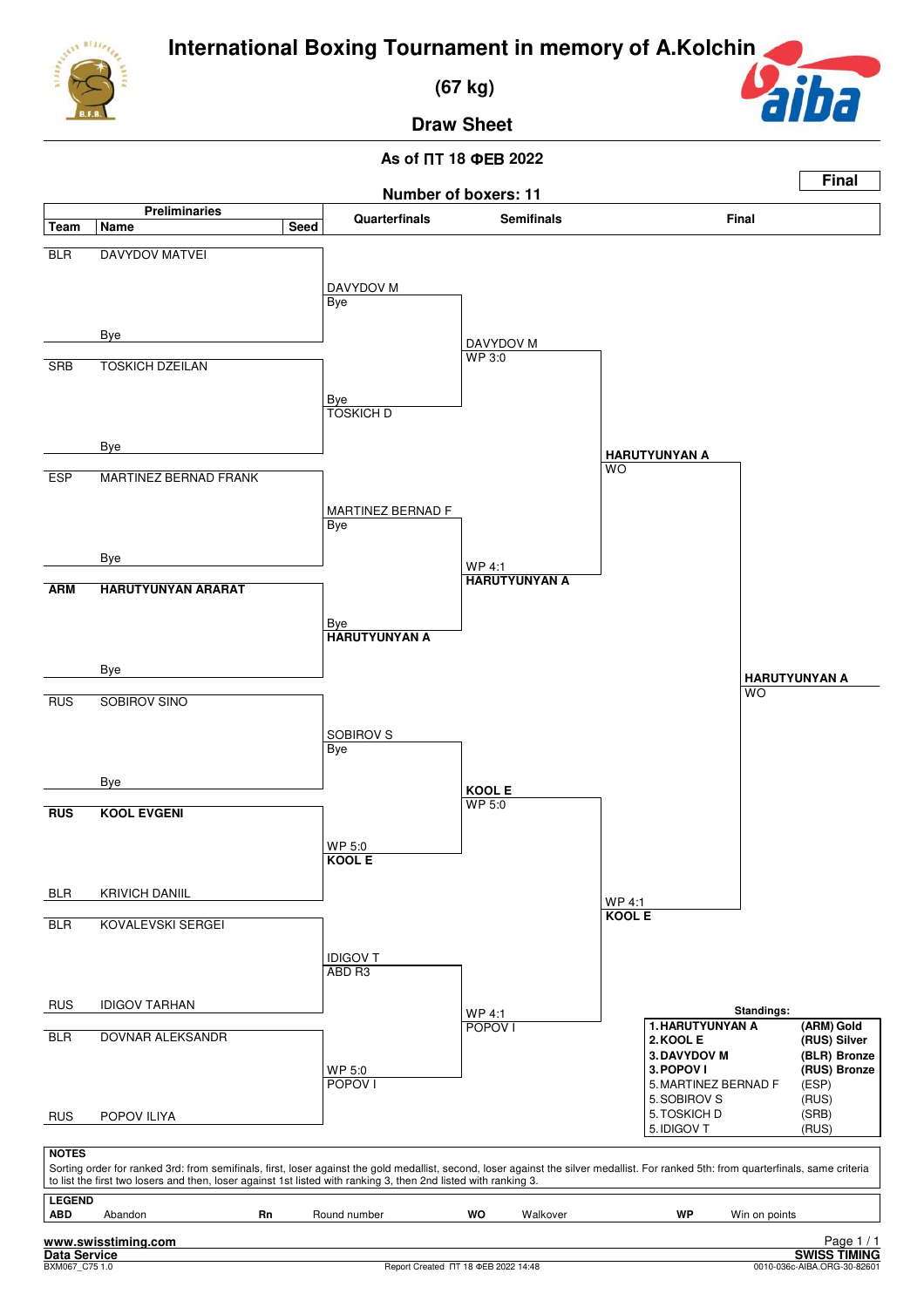# International Boxing Tournament in memory of A.Kolchin

## (67 kg)

## Draw Sheet

**As of ПТ 18 ФЕВ 2022**

**Number of boxers: 11**

**Final**

### Preliminaries

| Team | Name | Seed |
|---|---|---|
| BLR | DAVYDOV MATVEI | |
| | Bye | |
| SRB | TOSKICH DZEILAN | |
| | Bye | |
| ESP | MARTINEZ BERNAD FRANK | |
| | Bye | |
| **ARM** | **HARUTYUNYAN ARARAT** | |
| | Bye | |
| RUS | SOBIROV SINO | |
| | Bye | |
| **RUS** | **KOOL EVGENI** | |
| BLR | KRIVICH DANIIL | |
| BLR | KOVALEVSKI SERGEI | |
| RUS | IDIGOV TARHAN | |
| BLR | DOVNAR ALEKSANDR | |
| RUS | POPOV ILIYA | |

### Quarterfinals

- DAVYDOV M – Bye
- Bye – TOSKICH D
- MARTINEZ BERNAD F – Bye
- Bye – **HARUTYUNYAN A**
- SOBIROV S – Bye
- WP 5:0 – **KOOL E**
- IDIGOV T – ABD R3
- WP 5:0 – POPOV I

### Semifinals

- DAVYDOV M – WP 3:0
- WP 4:1 – **HARUTYUNYAN A**
- **KOOL E** – WP 5:0
- WP 4:1 – POPOV I

### Final

- **HARUTYUNYAN A** – WO
- WP 4:1 – **KOOL E**

Winner: **HARUTYUNYAN A** – WO

### Standings:

| | | |
|---|---|---|
| **1.** | **HARUTYUNYAN A** | **(ARM) Gold** |
| **2.** | **KOOL E** | **(RUS) Silver** |
| **3.** | **DAVYDOV M** | **(BLR) Bronze** |
| **3.** | **POPOV I** | **(RUS) Bronze** |
| 5. | MARTINEZ BERNAD F | (ESP) |
| 5. | SOBIROV S | (RUS) |
| 5. | TOSKICH D | (SRB) |
| 5. | IDIGOV T | (RUS) |

**NOTES**

Sorting order for ranked 3rd: from semifinals, first, loser against the gold medallist, second, loser against the silver medallist. For ranked 5th: from quarterfinals, same criteria to list the first two losers and then, loser against 1st listed with ranking 3, then 2nd listed with ranking 3.

**LEGEND**

| | | | | | | | |
|---|---|---|---|---|---|---|---|
| **ABD** | Abandon | **Rn** | Round number | **WO** | Walkover | **WP** | Win on points |

www.swisstiming.com
Data Service
BXM067_C75 1.0
Report Created ПТ 18 ФЕВ 2022 14:48
SWISS TIMING
0010-036c-AIBA.ORG-30-82601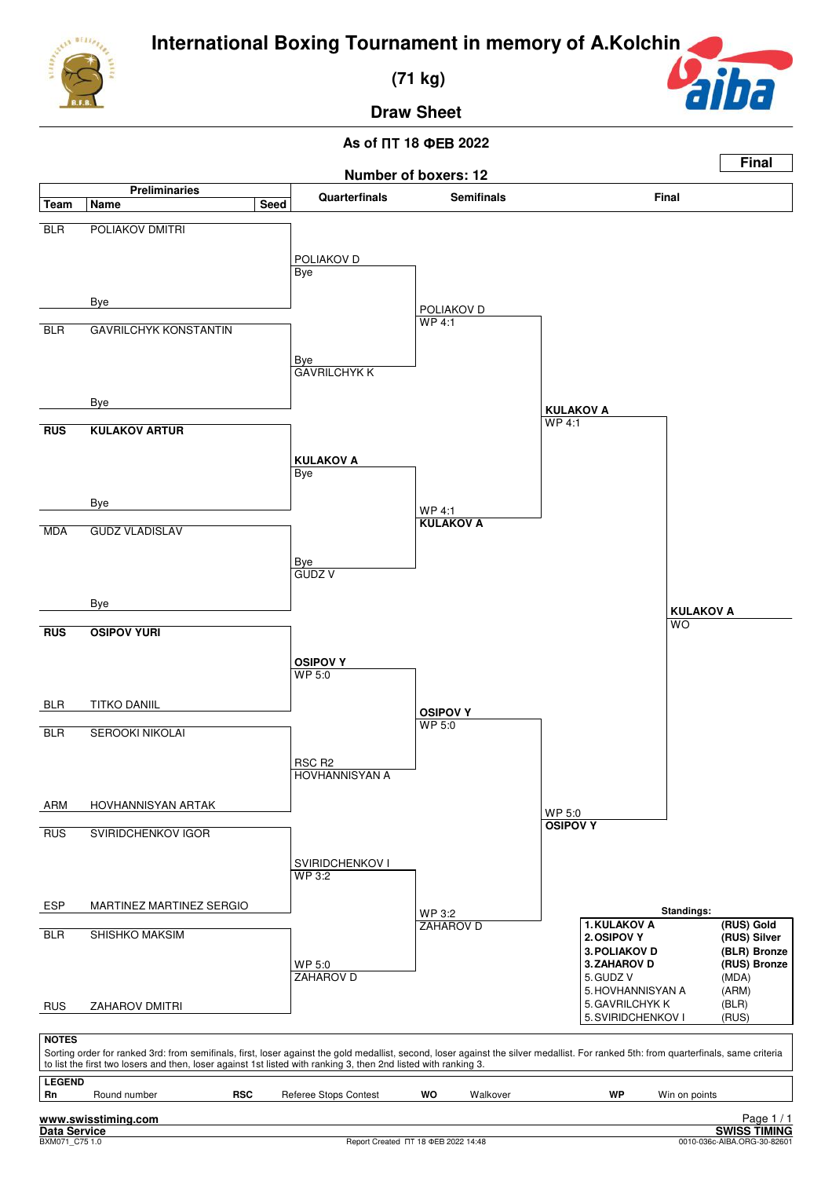# International Boxing Tournament in memory of A.Kolchin

**(71 kg)**

**Draw Sheet**

**As of ПТ 18 ФЕВ 2022**

**Number of boxers: 12**

**Final**

| Team | Name | Seed | Quarterfinals | Semifinals | Final |
|---|---|---|---|---|---|
| BLR | POLIAKOV DMITRI | | POLIAKOV D Bye | POLIAKOV D WP 4:1 | KULAKOV A WP 4:1 |
| | Bye | | | | |
| BLR | GAVRILCHYK KONSTANTIN | | Bye GAVRILCHYK K | | |
| | Bye | | | | |
| **RUS** | **KULAKOV ARTUR** | | **KULAKOV A** Bye | WP 4:1 **KULAKOV A** | |
| | Bye | | | | |
| MDA | GUDZ VLADISLAV | | Bye GUDZ V | | |
| | Bye | | | | **KULAKOV A** WO |
| **RUS** | **OSIPOV YURI** | | **OSIPOV Y** WP 5:0 | **OSIPOV Y** WP 5:0 | WP 5:0 **OSIPOV Y** |
| BLR | TITKO DANIIL | | | | |
| BLR | SEROOKI NIKOLAI | | RSC R2 HOVHANNISYAN A | | |
| ARM | HOVHANNISYAN ARTAK | | | | |
| RUS | SVIRIDCHENKOV IGOR | | SVIRIDCHENKOV I WP 3:2 | WP 3:2 ZAHAROV D | |
| ESP | MARTINEZ MARTINEZ SERGIO | | | | |
| BLR | SHISHKO MAKSIM | | WP 5:0 ZAHAROV D | | |
| RUS | ZAHAROV DMITRI | | | | |

**Standings:**

| Rank | Name | Team / Medal |
|---|---|---|
| 1. | **KULAKOV A** | **(RUS) Gold** |
| 2. | **OSIPOV Y** | **(RUS) Silver** |
| 3. | **POLIAKOV D** | **(BLR) Bronze** |
| 3. | **ZAHAROV D** | **(RUS) Bronze** |
| 5. | GUDZ V | (MDA) |
| 5. | HOVHANNISYAN A | (ARM) |
| 5. | GAVRILCHYK K | (BLR) |
| 5. | SVIRIDCHENKOV I | (RUS) |

**NOTES**

Sorting order for ranked 3rd: from semifinals, first, loser against the gold medallist, second, loser against the silver medallist. For ranked 5th: from quarterfinals, same criteria to list the first two losers and then, loser against 1st listed with ranking 3, then 2nd listed with ranking 3.

**LEGEND**

| | | | | | | | |
|---|---|---|---|---|---|---|---|
| **Rn** | Round number | **RSC** | Referee Stops Contest | **WO** | Walkover | **WP** | Win on points |

www.swisstiming.com
Data Service
BXM071_C75 1.0
Report Created ПТ 18 ФЕВ 2022 14:48
SWISS TIMING
0010-036c-AIBA.ORG-30-82601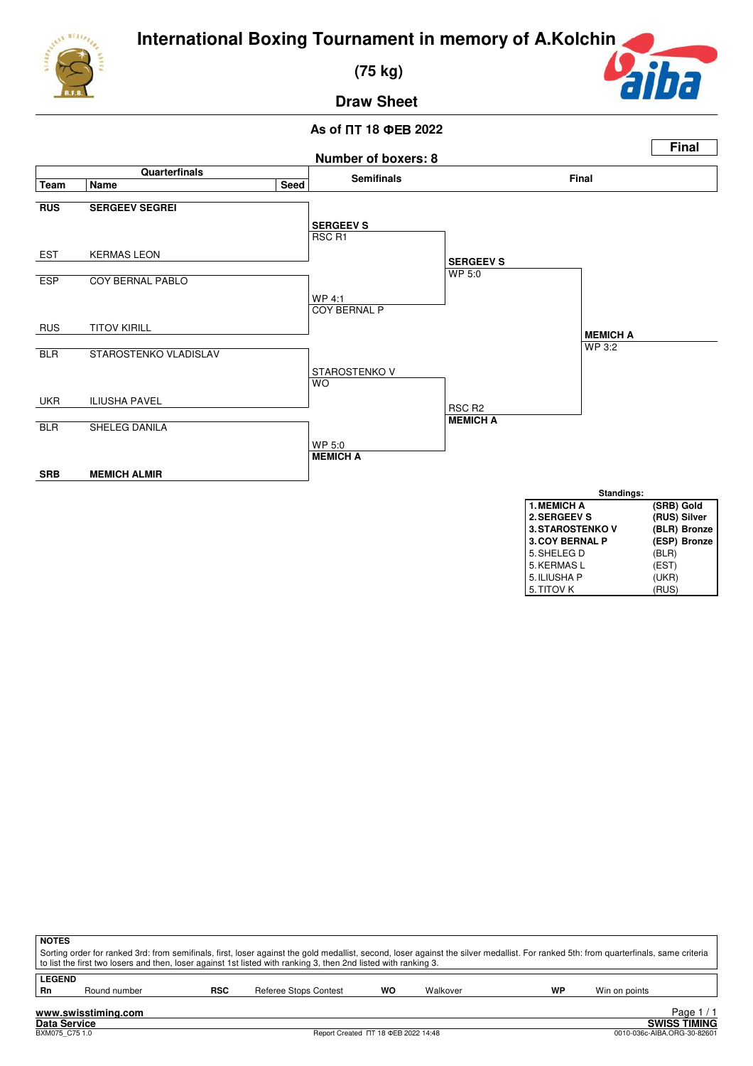# International Boxing Tournament in memory of A.Kolchin

## (75 kg)

## Draw Sheet

**As of ПТ 18 ФЕВ 2022**

**Final**

**Number of boxers: 8**

| Team | Name | Seed | Semifinals | Final | |
|---|---|---|---|---|---|
| **RUS** | **SERGEEV SEGREI** | | **SERGEEV S** RSC R1 | **SERGEEV S** WP 5:0 | **MEMICH A** WP 3:2 |
| EST | KERMAS LEON | | | | |
| ESP | COY BERNAL PABLO | | WP 4:1 COY BERNAL P | | |
| RUS | TITOV KIRILL | | | | |
| BLR | STAROSTENKO VLADISLAV | | STAROSTENKO V WO | RSC R2 **MEMICH A** | |
| UKR | ILIUSHA PAVEL | | | | |
| BLR | SHELEG DANILA | | WP 5:0 **MEMICH A** | | |
| **SRB** | **MEMICH ALMIR** | | | | |

**Standings:**

| Rank | Name | Team / Medal |
|---|---|---|
| **1.** | **MEMICH A** | **(SRB) Gold** |
| **2.** | **SERGEEV S** | **(RUS) Silver** |
| **3.** | **STAROSTENKO V** | **(BLR) Bronze** |
| **3.** | **COY BERNAL P** | **(ESP) Bronze** |
| 5. | SHELEG D | (BLR) |
| 5. | KERMAS L | (EST) |
| 5. | ILIUSHA P | (UKR) |
| 5. | TITOV K | (RUS) |

**NOTES**

Sorting order for ranked 3rd: from semifinals, first, loser against the gold medallist, second, loser against the silver medallist. For ranked 5th: from quarterfinals, same criteria to list the first two losers and then, loser against 1st listed with ranking 3, then 2nd listed with ranking 3.

**LEGEND**

| | | | | | | | |
|---|---|---|---|---|---|---|---|
| **Rn** | Round number | **RSC** | Referee Stops Contest | **WO** | Walkover | **WP** | Win on points |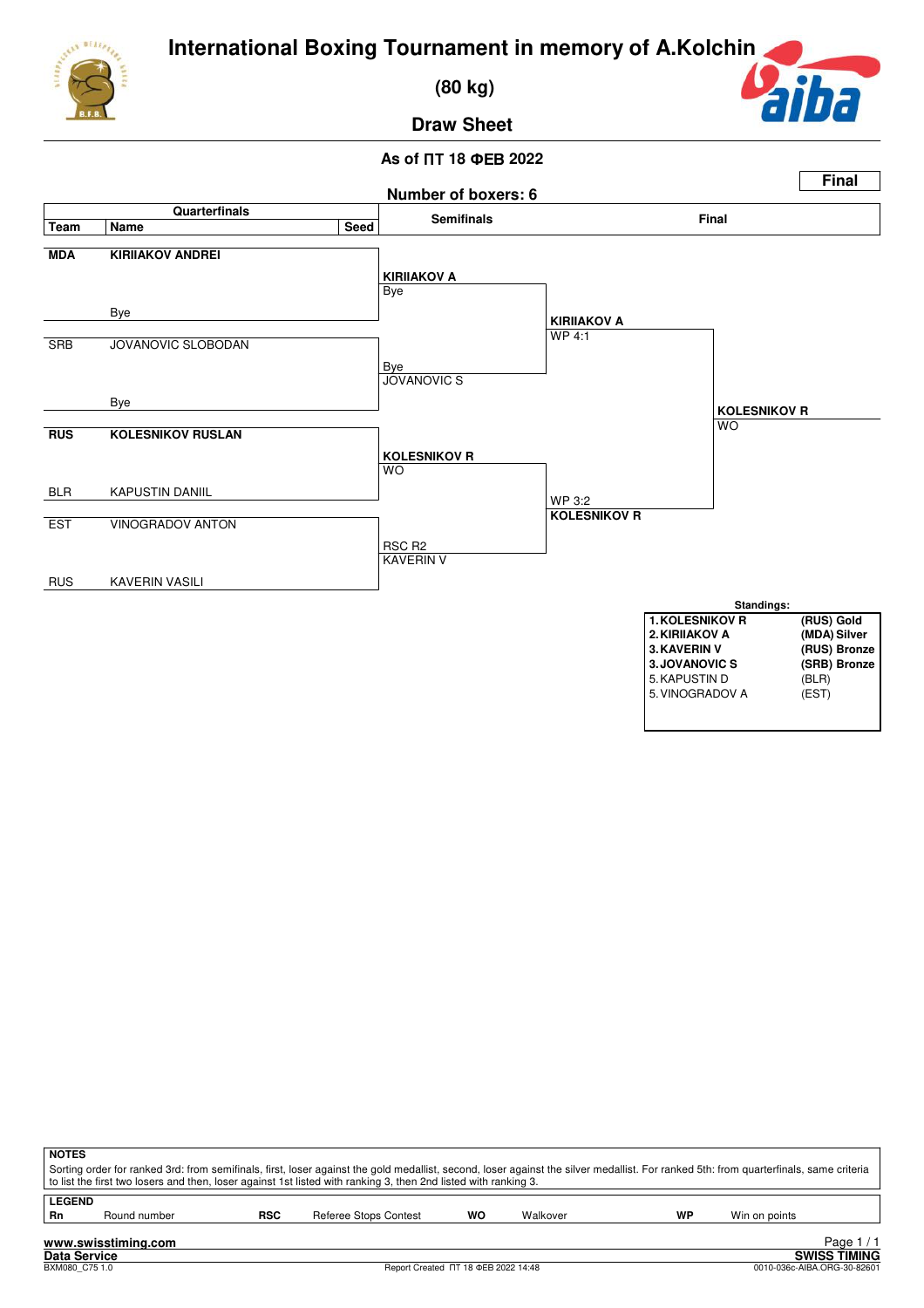# International Boxing Tournament in memory of A.Kolchin

## (80 kg)

## Draw Sheet

**As of ПТ 18 ФЕВ 2022**

**Number of boxers: 6**

**Final**

### Quarterfinals

| Team | Name | Seed |
|---|---|---|
| **MDA** | **KIRIIAKOV ANDREI** | |
| | Bye | |
| SRB | JOVANOVIC SLOBODAN | |
| | Bye | |
| **RUS** | **KOLESNIKOV RUSLAN** | |
| BLR | KAPUSTIN DANIIL | |
| EST | VINOGRADOV ANTON | |
| RUS | KAVERIN VASILI | |

### Semifinals

| Winner | Result | Loser |
|---|---|---|
| **KIRIIAKOV A** | Bye | Bye |
| JOVANOVIC S | Bye | Bye |
| **KOLESNIKOV R** | WO | KAPUSTIN D |
| KAVERIN V | RSC R2 | VINOGRADOV A |

### Final

| Winner | Result | Loser |
|---|---|---|
| **KIRIIAKOV A** | WP 4:1 | JOVANOVIC S |
| **KOLESNIKOV R** | WP 3:2 | KAVERIN V |

**Final winner: KOLESNIKOV R** — WO

### Standings:

| Rank | Name | Team / Medal |
|---|---|---|
| **1.** | **KOLESNIKOV R** | **(RUS) Gold** |
| **2.** | **KIRIIAKOV A** | **(MDA) Silver** |
| **3.** | **KAVERIN V** | **(RUS) Bronze** |
| **3.** | **JOVANOVIC S** | **(SRB) Bronze** |
| 5. | KAPUSTIN D | (BLR) |
| 5. | VINOGRADOV A | (EST) |

**NOTES**

Sorting order for ranked 3rd: from semifinals, first, loser against the gold medallist, second, loser against the silver medallist. For ranked 5th: from quarterfinals, same criteria to list the first two losers and then, loser against 1st listed with ranking 3, then 2nd listed with ranking 3.

**LEGEND**

| | | | | | | | |
|---|---|---|---|---|---|---|---|
| **Rn** | Round number | **RSC** | Referee Stops Contest | **WO** | Walkover | **WP** | Win on points |

**www.swisstiming.com**
**Data Service**
BXM080_C75 1.0
Report Created ПТ 18 ФЕВ 2022 14:48
**SWISS TIMING**
0010-036c-AIBA.ORG-30-82601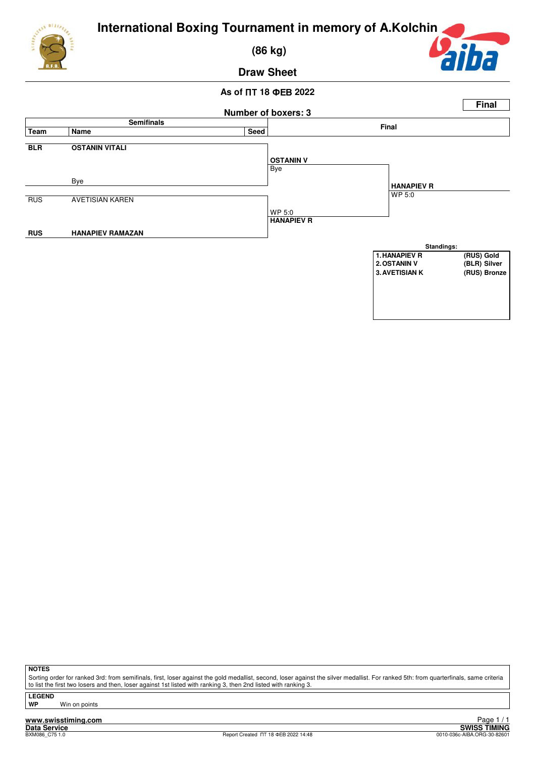# International Boxing Tournament in memory of A.Kolchin

## (86 kg)

## Draw Sheet

**As of ПТ 18 ФЕВ 2022**

**Final**

**Number of boxers: 3**

| Team | Name | Seed | Semifinals | Final |
|---|---|---|---|---|
| **BLR** | **OSTANIN VITALI** | | **OSTANIN V** Bye | |
| | Bye | | | **HANAPIEV R** WP 5:0 |
| RUS | AVETISIAN KAREN | | WP 5:0 **HANAPIEV R** | |
| **RUS** | **HANAPIEV RAMAZAN** | | | |

**Standings:**

| | |
|---|---|
| **1. HANAPIEV R** | **(RUS) Gold** |
| **2. OSTANIN V** | **(BLR) Silver** |
| **3. AVETISIAN K** | **(RUS) Bronze** |

**NOTES**

Sorting order for ranked 3rd: from semifinals, first, loser against the gold medallist, second, loser against the silver medallist. For ranked 5th: from quarterfinals, same criteria to list the first two losers and then, loser against 1st listed with ranking 3, then 2nd listed with ranking 3.

**LEGEND**

**WP** Win on points

**www.swisstiming.com**
**Data Service** **SWISS TIMING**
BXM086_C75 1.0 Report Created ПТ 18 ФЕВ 2022 14:48 0010-036c-AIBA.ORG-30-82601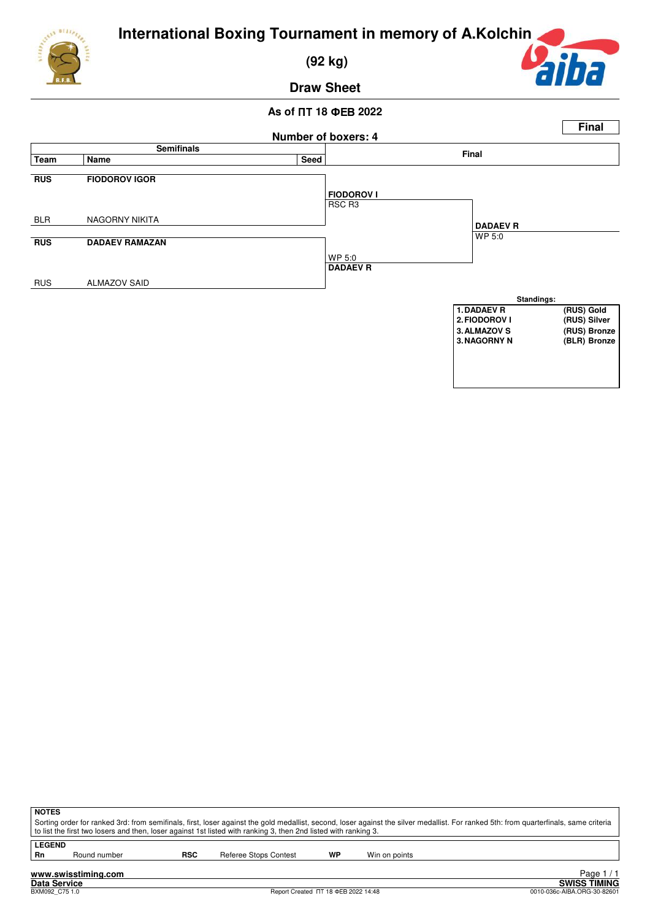# International Boxing Tournament in memory of A.Kolchin

## (92 kg)

## Draw Sheet

**As of ПТ 18 ФЕВ 2022**

**Final**

**Number of boxers: 4**

| Semifinals | | | Final | |
|---|---|---|---|---|
| **Team** | **Name** | **Seed** | | |
| **RUS** | **FIODOROV IGOR** | | **FIODOROV I** RSC R3 | |
| BLR | NAGORNY NIKITA | | | **DADAEV R** WP 5:0 |
| **RUS** | **DADAEV RAMAZAN** | | WP 5:0 **DADAEV R** | |
| RUS | ALMAZOV SAID | | | |

**Standings:**

| | |
|---|---|
| 1. DADAEV R | (RUS) Gold |
| 2. FIODOROV I | (RUS) Silver |
| 3. ALMAZOV S | (RUS) Bronze |
| 3. NAGORNY N | (BLR) Bronze |

**NOTES**

Sorting order for ranked 3rd: from semifinals, first, loser against the gold medallist, second, loser against the silver medallist. For ranked 5th: from quarterfinals, same criteria to list the first two losers and then, loser against 1st listed with ranking 3, then 2nd listed with ranking 3.

**LEGEND**

| | | | | | |
|---|---|---|---|---|---|
| **Rn** | Round number | **RSC** | Referee Stops Contest | **WP** | Win on points |

**www.swisstiming.com**
**Data Service**
BXM092_C75 1.0 — Report Created ПТ 18 ФЕВ 2022 14:48 — **SWISS TIMING** 0010-036c-AIBA.ORG-30-82601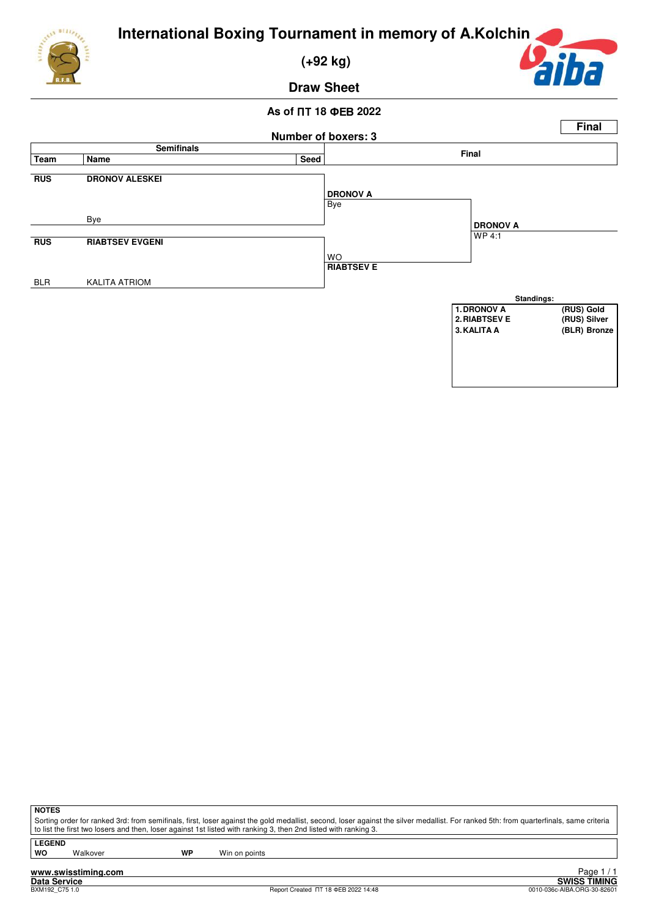# International Boxing Tournament in memory of A.Kolchin

## (+92 kg)

## Draw Sheet

**As of ПТ 18 ФЕВ 2022**

**Final**

**Number of boxers: 3**

| Team | Name | Seed | Semifinals | Final |
|---|---|---|---|---|
| **RUS** | **DRONOV ALESKEI** | | **DRONOV A** | |
| | Bye | | Bye | **DRONOV A** |
| **RUS** | **RIABTSEV EVGENI** | | WO | WP 4:1 |
| BLR | KALITA ATRIOM | | **RIABTSEV E** | |

**Standings:**

| | |
|---|---|
| **1. DRONOV A** | **(RUS) Gold** |
| **2. RIABTSEV E** | **(RUS) Silver** |
| **3. KALITA A** | **(BLR) Bronze** |

**NOTES**

Sorting order for ranked 3rd: from semifinals, first, loser against the gold medallist, second, loser against the silver medallist. For ranked 5th: from quarterfinals, same criteria to list the first two losers and then, loser against 1st listed with ranking 3, then 2nd listed with ranking 3.

**LEGEND**

| | | | |
|---|---|---|---|
| **WO** | Walkover | **WP** | Win on points |

**www.swisstiming.com**
**Data Service**
BXM192_C75 1.0

Report Created ПТ 18 ФЕВ 2022 14:48

**SWISS TIMING**
0010-036c-AIBA.ORG-30-82601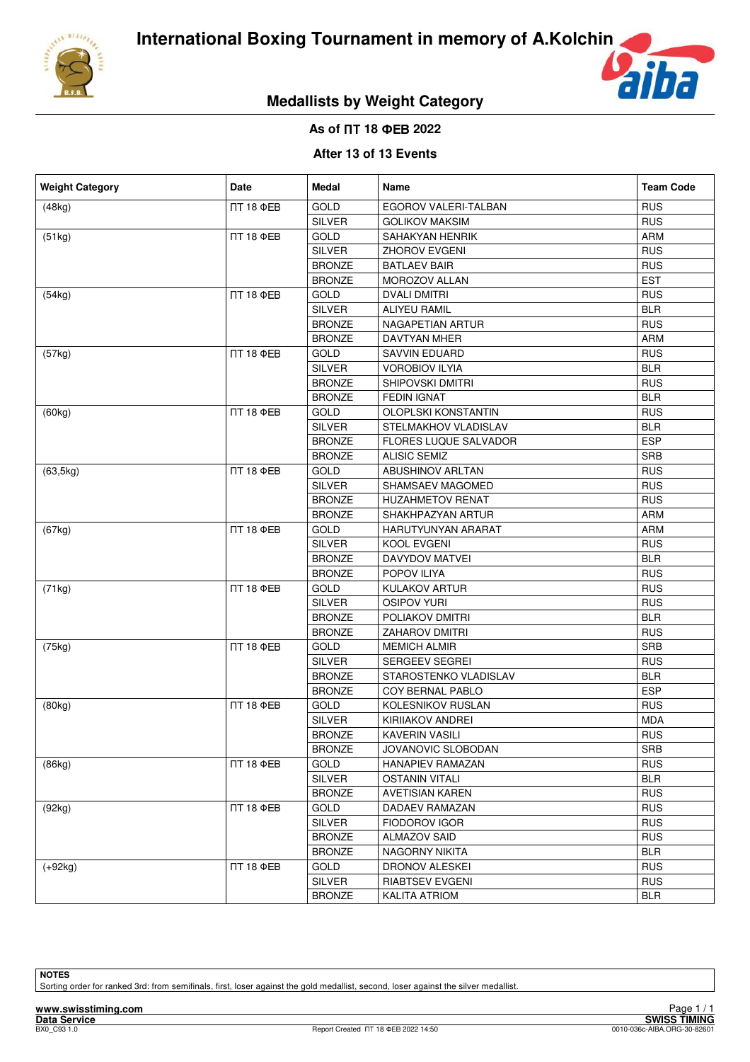# International Boxing Tournament in memory of A.Kolchin

## Medallists by Weight Category

**As of ПТ 18 ФЕВ 2022**

**After 13 of 13 Events**

| Weight Category | Date | Medal | Name | Team Code |
|---|---|---|---|---|
| (48kg) | ПТ 18 ФЕВ | GOLD | EGOROV VALERI-TALBAN | RUS |
| | | SILVER | GOLIKOV MAKSIM | RUS |
| (51kg) | ПТ 18 ФЕВ | GOLD | SAHAKYAN HENRIK | ARM |
| | | SILVER | ZHOROV EVGENI | RUS |
| | | BRONZE | BATLAEV BAIR | RUS |
| | | BRONZE | MOROZOV ALLAN | EST |
| (54kg) | ПТ 18 ФЕВ | GOLD | DVALI DMITRI | RUS |
| | | SILVER | ALIYEU RAMIL | BLR |
| | | BRONZE | NAGAPETIAN ARTUR | RUS |
| | | BRONZE | DAVTYAN MHER | ARM |
| (57kg) | ПТ 18 ФЕВ | GOLD | SAVVIN EDUARD | RUS |
| | | SILVER | VOROBIOV ILYIA | BLR |
| | | BRONZE | SHIPOVSKI DMITRI | RUS |
| | | BRONZE | FEDIN IGNAT | BLR |
| (60kg) | ПТ 18 ФЕВ | GOLD | OLOPLSKI KONSTANTIN | RUS |
| | | SILVER | STELMAKHOV VLADISLAV | BLR |
| | | BRONZE | FLORES LUQUE SALVADOR | ESP |
| | | BRONZE | ALISIC SEMIZ | SRB |
| (63,5kg) | ПТ 18 ФЕВ | GOLD | ABUSHINOV ARLTAN | RUS |
| | | SILVER | SHAMSAEV MAGOMED | RUS |
| | | BRONZE | HUZAHMETOV RENAT | RUS |
| | | BRONZE | SHAKHPAZYAN ARTUR | ARM |
| (67kg) | ПТ 18 ФЕВ | GOLD | HARUTYUNYAN ARARAT | ARM |
| | | SILVER | KOOL EVGENI | RUS |
| | | BRONZE | DAVYDOV MATVEI | BLR |
| | | BRONZE | POPOV ILIYA | RUS |
| (71kg) | ПТ 18 ФЕВ | GOLD | KULAKOV ARTUR | RUS |
| | | SILVER | OSIPOV YURI | RUS |
| | | BRONZE | POLIAKOV DMITRI | BLR |
| | | BRONZE | ZAHAROV DMITRI | RUS |
| (75kg) | ПТ 18 ФЕВ | GOLD | MEMICH ALMIR | SRB |
| | | SILVER | SERGEEV SEGREI | RUS |
| | | BRONZE | STAROSTENKO VLADISLAV | BLR |
| | | BRONZE | COY BERNAL PABLO | ESP |
| (80kg) | ПТ 18 ФЕВ | GOLD | KOLESNIKOV RUSLAN | RUS |
| | | SILVER | KIRIIAKOV ANDREI | MDA |
| | | BRONZE | KAVERIN VASILI | RUS |
| | | BRONZE | JOVANOVIC SLOBODAN | SRB |
| (86kg) | ПТ 18 ФЕВ | GOLD | HANAPIEV RAMAZAN | RUS |
| | | SILVER | OSTANIN VITALI | BLR |
| | | BRONZE | AVETISIAN KAREN | RUS |
| (92kg) | ПТ 18 ФЕВ | GOLD | DADAEV RAMAZAN | RUS |
| | | SILVER | FIODOROV IGOR | RUS |
| | | BRONZE | ALMAZOV SAID | RUS |
| | | BRONZE | NAGORNY NIKITA | BLR |
| (+92kg) | ПТ 18 ФЕВ | GOLD | DRONOV ALESKEI | RUS |
| | | SILVER | RIABTSEV EVGENI | RUS |
| | | BRONZE | KALITA ATRIOM | BLR |

**NOTES**

Sorting order for ranked 3rd: from semifinals, first, loser against the gold medallist, second, loser against the silver medallist.

www.swisstiming.com
Data Service
BX0_C93 1.0

Report Created ПТ 18 ФЕВ 2022 14:50

SWISS TIMING
0010-036c-AIBA.ORG-30-82601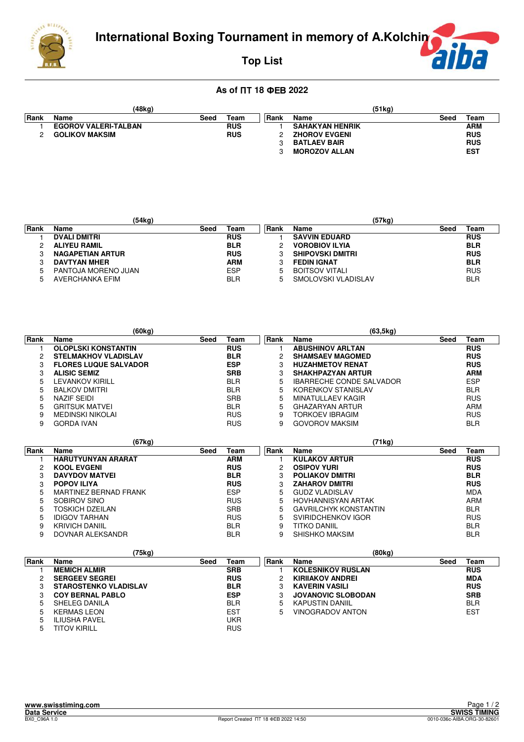# International Boxing Tournament in memory of A.Kolchin

## Top List

### As of ПТ 18 ФЕВ 2022

**(48kg)**

| Rank | Name | Seed | Team |
|---|---|---|---|
| 1 | **EGOROV VALERI-TALBAN** | | **RUS** |
| 2 | **GOLIKOV MAKSIM** | | **RUS** |

**(51kg)**

| Rank | Name | Seed | Team |
|---|---|---|---|
| 1 | **SAHAKYAN HENRIK** | | **ARM** |
| 2 | **ZHOROV EVGENI** | | **RUS** |
| 3 | **BATLAEV BAIR** | | **RUS** |
| 3 | **MOROZOV ALLAN** | | **EST** |

**(54kg)**

| Rank | Name | Seed | Team |
|---|---|---|---|
| 1 | **DVALI DMITRI** | | **RUS** |
| 2 | **ALIYEU RAMIL** | | **BLR** |
| 3 | **NAGAPETIAN ARTUR** | | **RUS** |
| 3 | **DAVTYAN MHER** | | **ARM** |
| 5 | PANTOJA MORENO JUAN | | ESP |
| 5 | AVERCHANKA EFIM | | BLR |

**(57kg)**

| Rank | Name | Seed | Team |
|---|---|---|---|
| 1 | **SAVVIN EDUARD** | | **RUS** |
| 2 | **VOROBIOV ILYIA** | | **BLR** |
| 3 | **SHIPOVSKI DMITRI** | | **RUS** |
| 3 | **FEDIN IGNAT** | | **BLR** |
| 5 | BOITSOV VITALI | | RUS |
| 5 | SMOLOVSKI VLADISLAV | | BLR |

**(60kg)**

| Rank | Name | Seed | Team |
|---|---|---|---|
| 1 | **OLOPLSKI KONSTANTIN** | | **RUS** |
| 2 | **STELMAKHOV VLADISLAV** | | **BLR** |
| 3 | **FLORES LUQUE SALVADOR** | | **ESP** |
| 3 | **ALISIC SEMIZ** | | **SRB** |
| 5 | LEVANKOV KIRILL | | BLR |
| 5 | BALKOV DMITRI | | BLR |
| 5 | NAZIF SEIDI | | SRB |
| 5 | GRITSUK MATVEI | | BLR |
| 9 | MEDINSKI NIKOLAI | | RUS |
| 9 | GORDA IVAN | | RUS |

**(63,5kg)**

| Rank | Name | Seed | Team |
|---|---|---|---|
| 1 | **ABUSHINOV ARLTAN** | | **RUS** |
| 2 | **SHAMSAEV MAGOMED** | | **RUS** |
| 3 | **HUZAHMETOV RENAT** | | **RUS** |
| 3 | **SHAKHPAZYAN ARTUR** | | **ARM** |
| 5 | IBARRECHE CONDE SALVADOR | | ESP |
| 5 | KORENKOV STANISLAV | | BLR |
| 5 | MINATULLAEV KAGIR | | RUS |
| 5 | GHAZARYAN ARTUR | | ARM |
| 9 | TORKOEV IBRAGIM | | RUS |
| 9 | GOVOROV MAKSIM | | BLR |

**(67kg)**

| Rank | Name | Seed | Team |
|---|---|---|---|
| 1 | **HARUTYUNYAN ARARAT** | | **ARM** |
| 2 | **KOOL EVGENI** | | **RUS** |
| 3 | **DAVYDOV MATVEI** | | **BLR** |
| 3 | **POPOV ILIYA** | | **RUS** |
| 5 | MARTINEZ BERNAD FRANK | | ESP |
| 5 | SOBIROV SINO | | RUS |
| 5 | TOSKICH DZEILAN | | SRB |
| 5 | IDIGOV TARHAN | | RUS |
| 9 | KRIVICH DANIIL | | BLR |
| 9 | DOVNAR ALEKSANDR | | BLR |

**(71kg)**

| Rank | Name | Seed | Team |
|---|---|---|---|
| 1 | **KULAKOV ARTUR** | | **RUS** |
| 2 | **OSIPOV YURI** | | **RUS** |
| 3 | **POLIAKOV DMITRI** | | **BLR** |
| 3 | **ZAHAROV DMITRI** | | **RUS** |
| 5 | GUDZ VLADISLAV | | MDA |
| 5 | HOVHANNISYAN ARTAK | | ARM |
| 5 | GAVRILCHYK KONSTANTIN | | BLR |
| 5 | SVIRIDCHENKOV IGOR | | RUS |
| 9 | TITKO DANIIL | | BLR |
| 9 | SHISHKO MAKSIM | | BLR |

**(75kg)**

| Rank | Name | Seed | Team |
|---|---|---|---|
| 1 | **MEMICH ALMIR** | | **SRB** |
| 2 | **SERGEEV SEGREI** | | **RUS** |
| 3 | **STAROSTENKO VLADISLAV** | | **BLR** |
| 3 | **COY BERNAL PABLO** | | **ESP** |
| 5 | SHELEG DANILA | | BLR |
| 5 | KERMAS LEON | | EST |
| 5 | ILIUSHA PAVEL | | UKR |
| 5 | TITOV KIRILL | | RUS |

**(80kg)**

| Rank | Name | Seed | Team |
|---|---|---|---|
| 1 | **KOLESNIKOV RUSLAN** | | **RUS** |
| 2 | **KIRIIAKOV ANDREI** | | **MDA** |
| 3 | **KAVERIN VASILI** | | **RUS** |
| 3 | **JOVANOVIC SLOBODAN** | | **SRB** |
| 5 | KAPUSTIN DANIIL | | BLR |
| 5 | VINOGRADOV ANTON | | EST |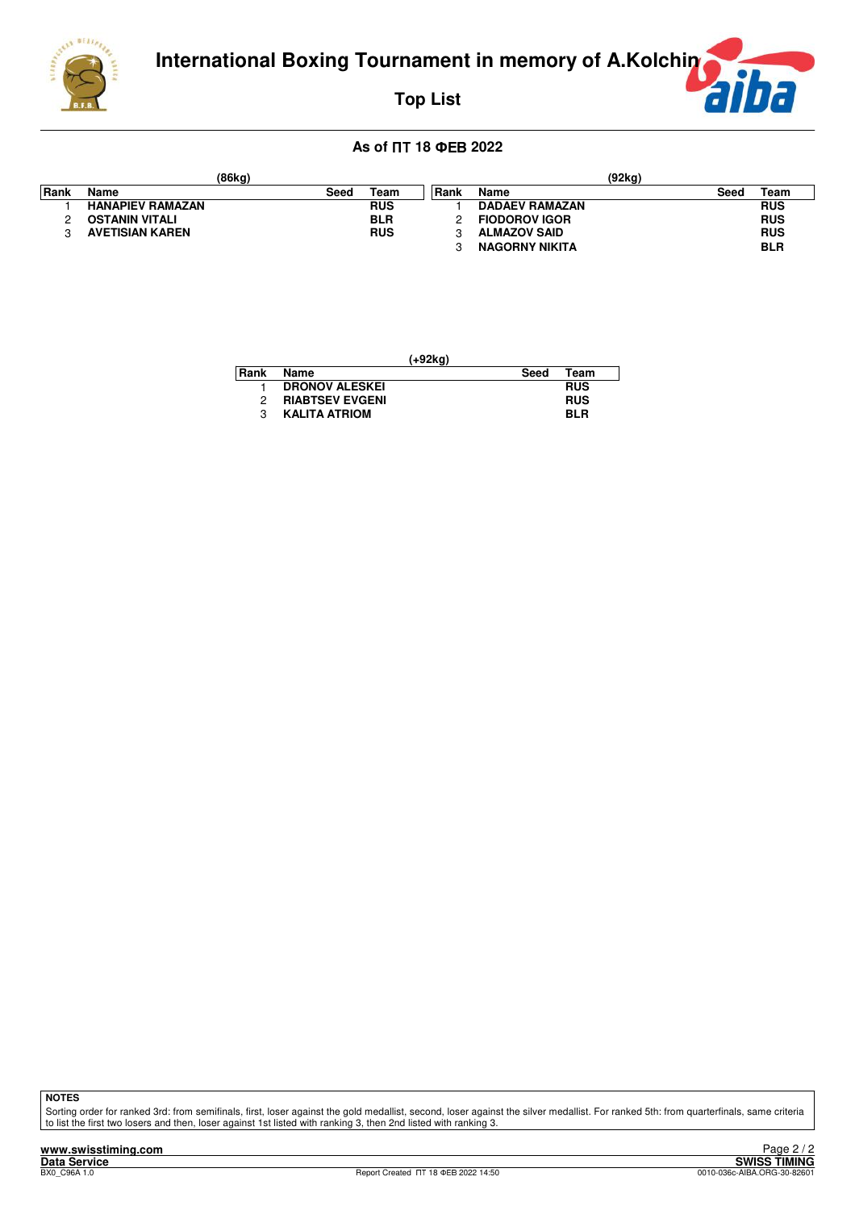# International Boxing Tournament in memory of A.Kolchin

## Top List

### As of ПТ 18 ФЕВ 2022

**(86kg)**

| Rank | Name | Seed | Team |
|---|---|---|---|
| 1 | HANAPIEV RAMAZAN | | RUS |
| 2 | OSTANIN VITALI | | BLR |
| 3 | AVETISIAN KAREN | | RUS |

**(92kg)**

| Rank | Name | Seed | Team |
|---|---|---|---|
| 1 | DADAEV RAMAZAN | | RUS |
| 2 | FIODOROV IGOR | | RUS |
| 3 | ALMAZOV SAID | | RUS |
| 3 | NAGORNY NIKITA | | BLR |

**(+92kg)**

| Rank | Name | Seed | Team |
|---|---|---|---|
| 1 | DRONOV ALESKEI | | RUS |
| 2 | RIABTSEV EVGENI | | RUS |
| 3 | KALITA ATRIOM | | BLR |

**NOTES**

Sorting order for ranked 3rd: from semifinals, first, loser against the gold medallist, second, loser against the silver medallist. For ranked 5th: from quarterfinals, same criteria to list the first two losers and then, loser against 1st listed with ranking 3, then 2nd listed with ranking 3.

www.swisstiming.com
Data Service
BX0_C96A 1.0

Report Created ПТ 18 ФЕВ 2022 14:50

SWISS TIMING
0010-036c-AIBA.ORG-30-82601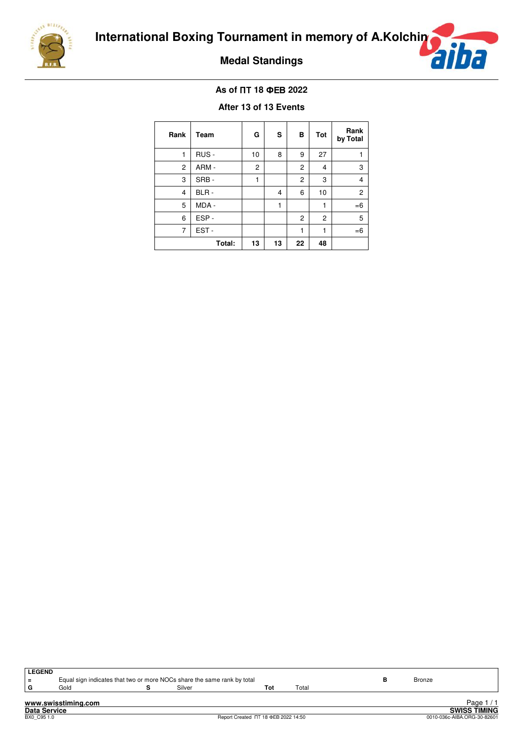# International Boxing Tournament in memory of A.Kolchin

## Medal Standings

**As of ПТ 18 ФЕВ 2022**

**After 13 of 13 Events**

| Rank | Team | G | S | B | Tot | Rank by Total |
|---|---|---|---|---|---|---|
| 1 | RUS - | 10 | 8 | 9 | 27 | 1 |
| 2 | ARM - | 2 | | 2 | 4 | 3 |
| 3 | SRB - | 1 | | 2 | 3 | 4 |
| 4 | BLR - | | 4 | 6 | 10 | 2 |
| 5 | MDA - | | 1 | | 1 | =6 |
| 6 | ESP - | | | 2 | 2 | 5 |
| 7 | EST - | | | 1 | 1 | =6 |
| | **Total:** | **13** | **13** | **22** | **48** | |

**LEGEND**

| | | | | | | | |
|---|---|---|---|---|---|---|---|
| = | Equal sign indicates that two or more NOCs share the same rank by total | | | | | B | Bronze |
| G | Gold | S | Silver | Tot | Total | | |

Report Created ПТ 18 ФЕВ 2022 14:50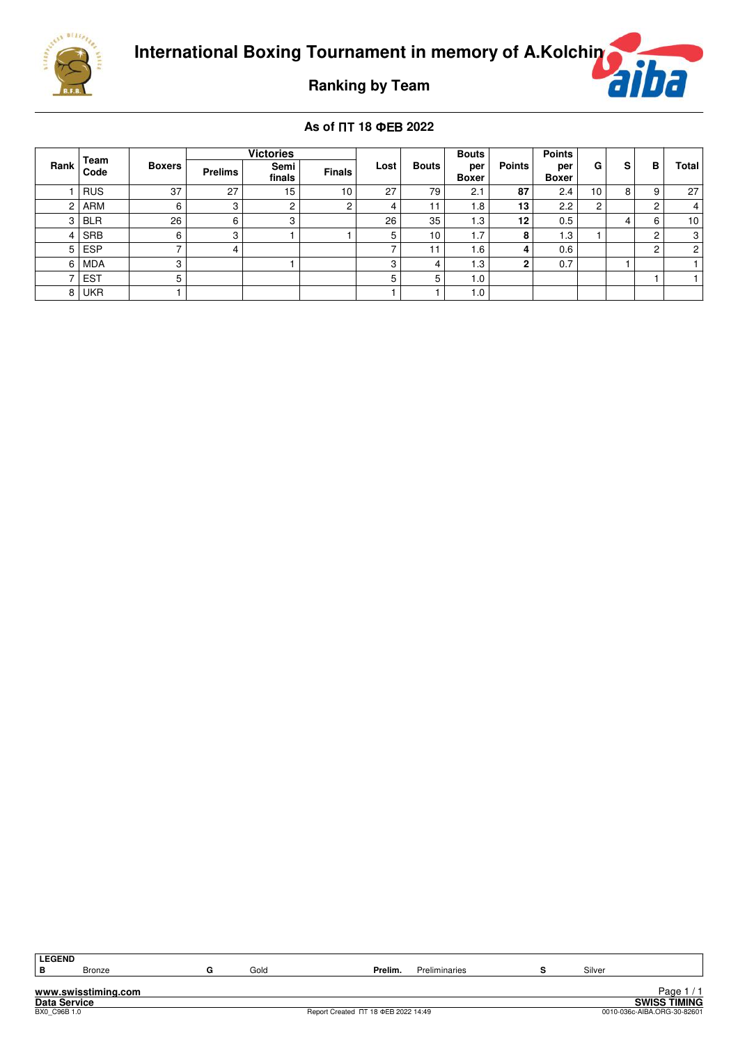# International Boxing Tournament in memory of A.Kolchin

## Ranking by Team

### As of ПТ 18 ФЕВ 2022

| Rank | Team Code | Boxers | Victories | | | Lost | Bouts | Bouts per Boxer | Points | Points per Boxer | G | S | B | Total |
|---|---|---|---|---|---|---|---|---|---|---|---|---|---|---|
| | | | Prelims | Semi finals | Finals | | | | | | | | | |
| 1 | RUS | 37 | 27 | 15 | 10 | 27 | 79 | 2.1 | **87** | 2.4 | 10 | 8 | 9 | 27 |
| 2 | ARM | 6 | 3 | 2 | 2 | 4 | 11 | 1.8 | **13** | 2.2 | 2 | | 2 | 4 |
| 3 | BLR | 26 | 6 | 3 | | 26 | 35 | 1.3 | **12** | 0.5 | | 4 | 6 | 10 |
| 4 | SRB | 6 | 3 | 1 | 1 | 5 | 10 | 1.7 | **8** | 1.3 | 1 | | 2 | 3 |
| 5 | ESP | 7 | 4 | | | 7 | 11 | 1.6 | **4** | 0.6 | | | 2 | 2 |
| 6 | MDA | 3 | | 1 | | 3 | 4 | 1.3 | **2** | 0.7 | | 1 | | 1 |
| 7 | EST | 5 | | | | 5 | 5 | 1.0 | | | | | 1 | 1 |
| 8 | UKR | 1 | | | | 1 | 1 | 1.0 | | | | | | |

| LEGEND | | | | | | | |
|---|---|---|---|---|---|---|---|
| B | Bronze | G | Gold | Prelim. | Preliminaries | S | Silver |

www.swisstiming.com
Data Service
BX0_C96B 1.0
Report Created ПТ 18 ФЕВ 2022 14:49
SWISS TIMING
0010-036c-AIBA.ORG-30-82601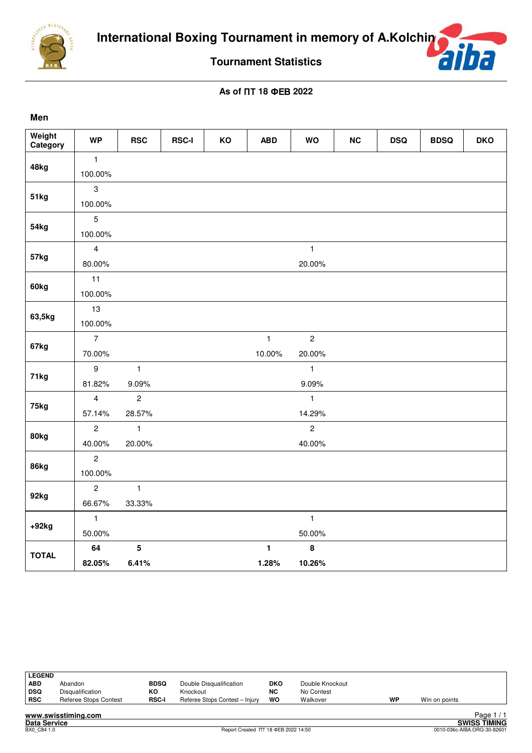# International Boxing Tournament in memory of A.Kolchin

## Tournament Statistics

### As of ПТ 18 ФЕВ 2022

**Men**

| Weight Category | WP | RSC | RSC-I | KO | ABD | WO | NC | DSQ | BDSQ | DKO |
|---|---|---|---|---|---|---|---|---|---|---|
| 48kg | 1<br>100.00% | | | | | | | | | |
| 51kg | 3<br>100.00% | | | | | | | | | |
| 54kg | 5<br>100.00% | | | | | | | | | |
| 57kg | 4<br>80.00% | | | | | 1<br>20.00% | | | | |
| 60kg | 11<br>100.00% | | | | | | | | | |
| 63,5kg | 13<br>100.00% | | | | | | | | | |
| 67kg | 7<br>70.00% | | | | 1<br>10.00% | 2<br>20.00% | | | | |
| 71kg | 9<br>81.82% | 1<br>9.09% | | | | 1<br>9.09% | | | | |
| 75kg | 4<br>57.14% | 2<br>28.57% | | | | 1<br>14.29% | | | | |
| 80kg | 2<br>40.00% | 1<br>20.00% | | | | 2<br>40.00% | | | | |
| 86kg | 2<br>100.00% | | | | | | | | | |
| 92kg | 2<br>66.67% | 1<br>33.33% | | | | | | | | |
| +92kg | 1<br>50.00% | | | | | 1<br>50.00% | | | | |
| **TOTAL** | **64**<br>**82.05%** | **5**<br>**6.41%** | | | **1**<br>**1.28%** | **8**<br>**10.26%** | | | | |

| LEGEND | | | | | | | |
|---|---|---|---|---|---|---|---|
| ABD | Abandon | BDSQ | Double Disqualification | DKO | Double Knockout | | |
| DSQ | Disqualification | KO | Knockout | NC | No Contest | | |
| RSC | Referee Stops Contest | RSC-I | Referee Stops Contest – Injury | WO | Walkover | WP | Win on points |

www.swisstiming.com
Data Service
BX0_C84 1.0

Report Created ПТ 18 ФЕВ 2022 14:50

SWISS TIMING
0010-036c-AIBA.ORG-30-82601